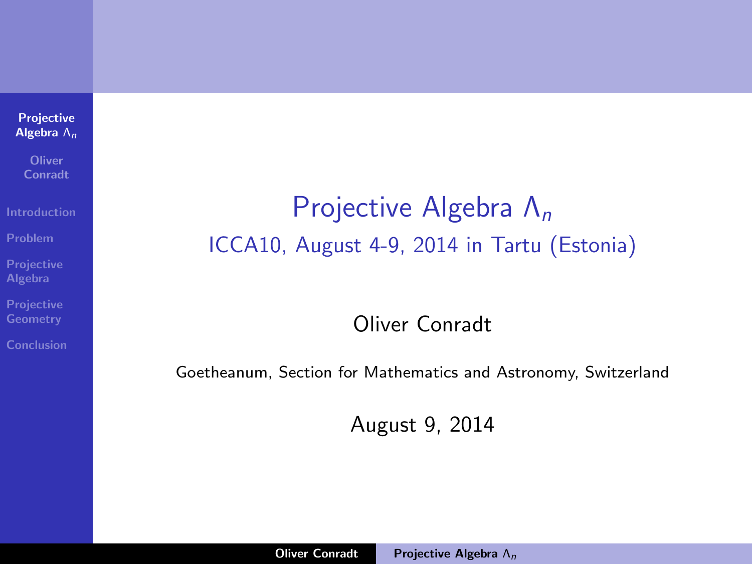# Projective Algebra $\Lambda_n$

## ICCA10, August 4-9, 2014 in Tartu (Estonia)

Oliver Conradt

Goetheanum, Section for Mathematics and Astronomy, Switzerland

August 9, 2014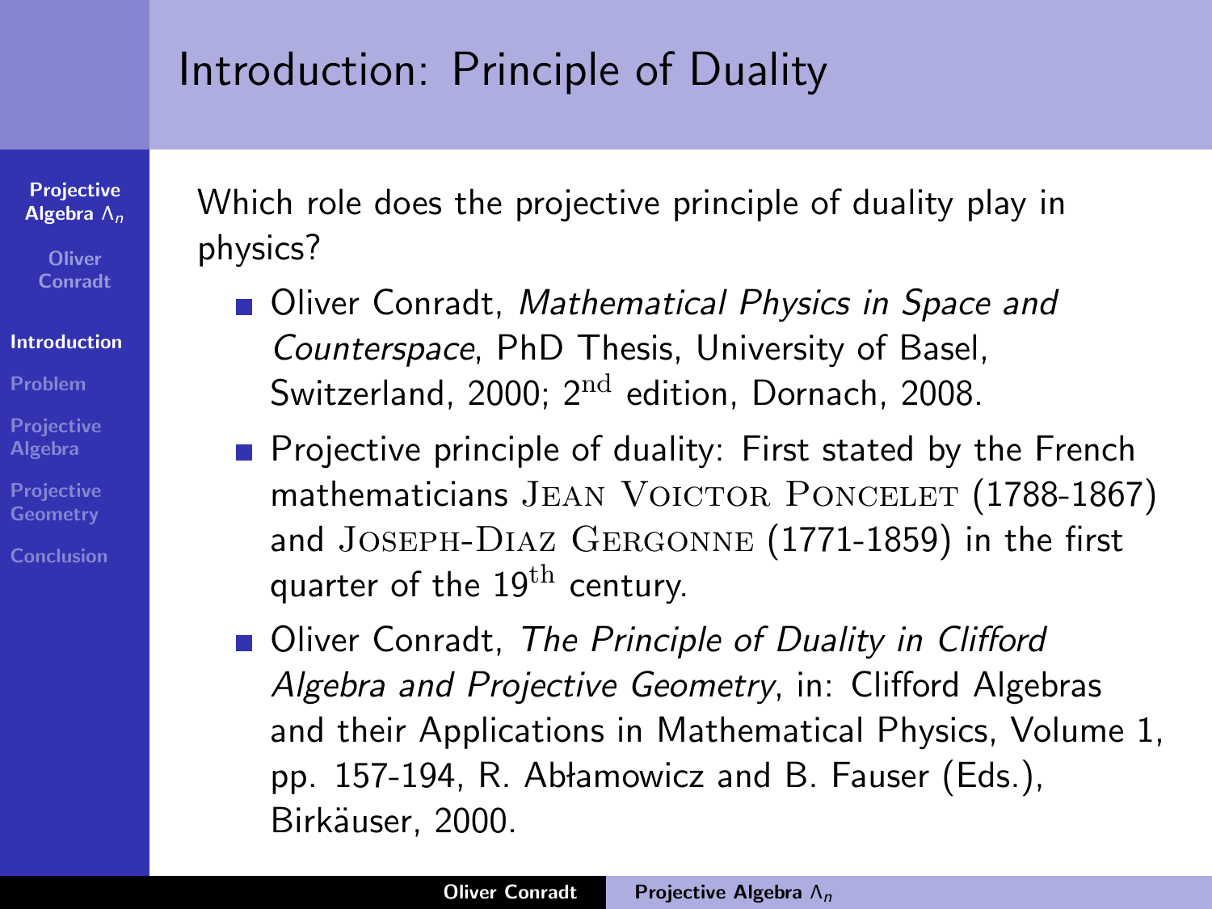# Introduction: Principle of Duality

Which role does the projective principle of duality play in physics?

- Oliver Conradt, *Mathematical Physics in Space and Counterspace*, PhD Thesis, University of Basel, Switzerland, 2000; 2nd edition, Dornach, 2008.
- Projective principle of duality: First stated by the French mathematicians Jean Voictor Poncelet (1788-1867) and Joseph-Diaz Gergonne (1771-1859) in the first quarter of the 19th century.
- Oliver Conradt, *The Principle of Duality in Clifford Algebra and Projective Geometry*, in: Clifford Algebras and their Applications in Mathematical Physics, Volume 1, pp. 157-194, R. Abłamowicz and B. Fauser (Eds.), Birkäuser, 2000.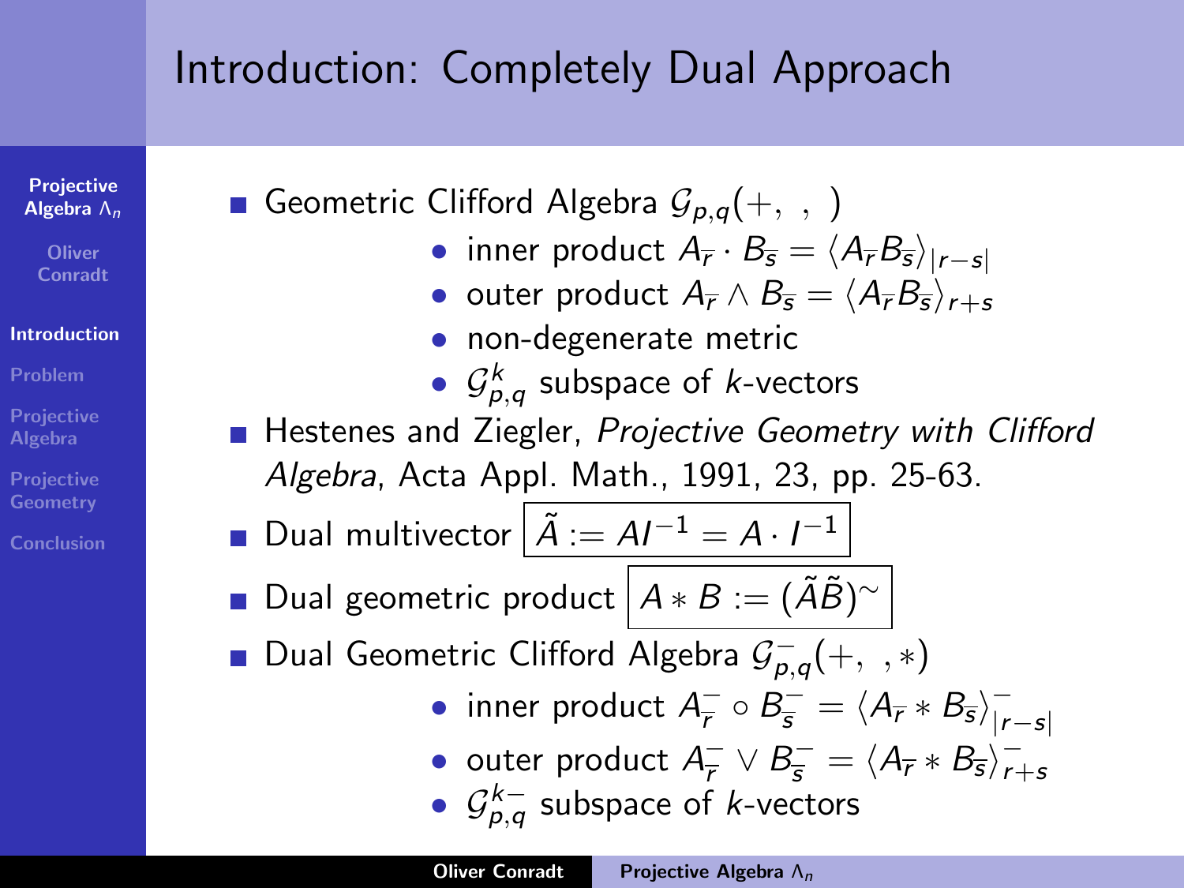# Introduction: Completely Dual Approach

- Geometric Clifford Algebra $\mathcal{G}_{p,q}(+, \ , \ )$
  - inner product $A_{\overline{r}} \cdot B_{\overline{s}} = \langle A_{\overline{r}} B_{\overline{s}} \rangle_{|r-s|}$
  - outer product $A_{\overline{r}} \wedge B_{\overline{s}} = \langle A_{\overline{r}} B_{\overline{s}} \rangle_{r+s}$
  - non-degenerate metric
  - $\mathcal{G}_{p,q}^{k}$ subspace of $k$-vectors
- Hestenes and Ziegler, *Projective Geometry with Clifford Algebra*, Acta Appl. Math., 1991, 23, pp. 25-63.
- Dual multivector $\boxed{\tilde{A} := AI^{-1} = A \cdot I^{-1}}$
- Dual geometric product $\boxed{A * B := (\tilde{A}\tilde{B})^{\sim}}$
- Dual Geometric Clifford Algebra $\mathcal{G}_{p,q}^{-}(+, \ , *)$
  - inner product $A_{\overline{r}}^{-} \circ B_{\overline{s}}^{-} = \langle A_{\overline{r}} * B_{\overline{s}} \rangle_{|r-s|}^{-}$
  - outer product $A_{\overline{r}}^{-} \vee B_{\overline{s}}^{-} = \langle A_{\overline{r}} * B_{\overline{s}} \rangle_{r+s}^{-}$
  - $\mathcal{G}_{p,q}^{k-}$ subspace of $k$-vectors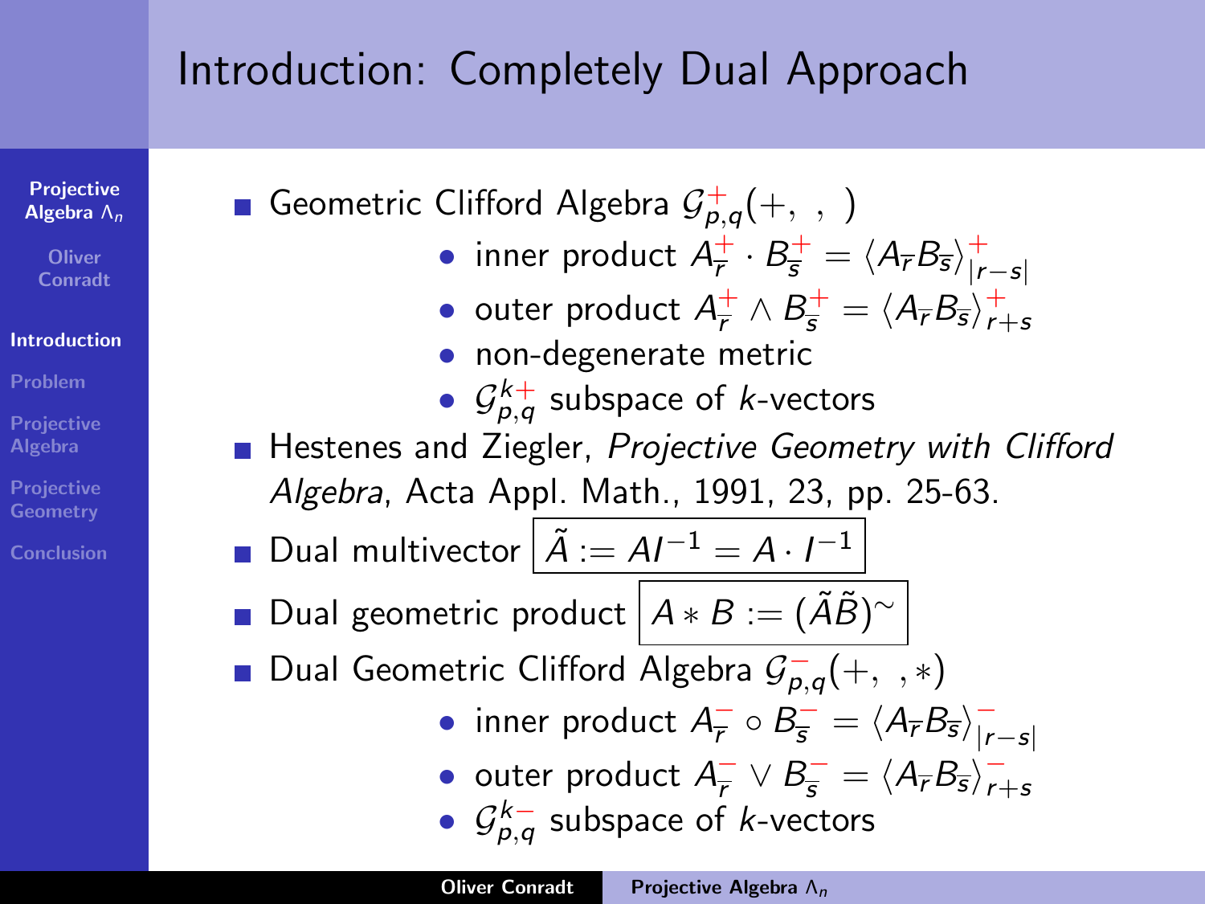# Introduction: Completely Dual Approach

- Geometric Clifford Algebra $\mathcal{G}^{+}_{p,q}(+, \ , \ )$
  - inner product $A^{+}_{\overline{r}} \cdot B^{+}_{\overline{s}} = \langle A_{\overline{r}} B_{\overline{s}} \rangle^{+}_{|r-s|}$
  - outer product $A^{+}_{\overline{r}} \wedge B^{+}_{\overline{s}} = \langle A_{\overline{r}} B_{\overline{s}} \rangle^{+}_{r+s}$
  - non-degenerate metric
  - $\mathcal{G}^{k+}_{p,q}$ subspace of $k$-vectors
- Hestenes and Ziegler, *Projective Geometry with Clifford Algebra*, Acta Appl. Math., 1991, 23, pp. 25-63.
- Dual multivector $\boxed{\tilde{A} := AI^{-1} = A \cdot I^{-1}}$
- Dual geometric product $\boxed{A * B := (\tilde{A}\tilde{B})^{\sim}}$
- Dual Geometric Clifford Algebra $\mathcal{G}^{-}_{p,q}(+, \ , *)$
  - inner product $A^{-}_{\overline{r}} \circ B^{-}_{\overline{s}} = \langle A_{\overline{r}} B_{\overline{s}} \rangle^{-}_{|r-s|}$
  - outer product $A^{-}_{\overline{r}} \vee B^{-}_{\overline{s}} = \langle A_{\overline{r}} B_{\overline{s}} \rangle^{-}_{r+s}$
  - $\mathcal{G}^{k-}_{p,q}$ subspace of $k$-vectors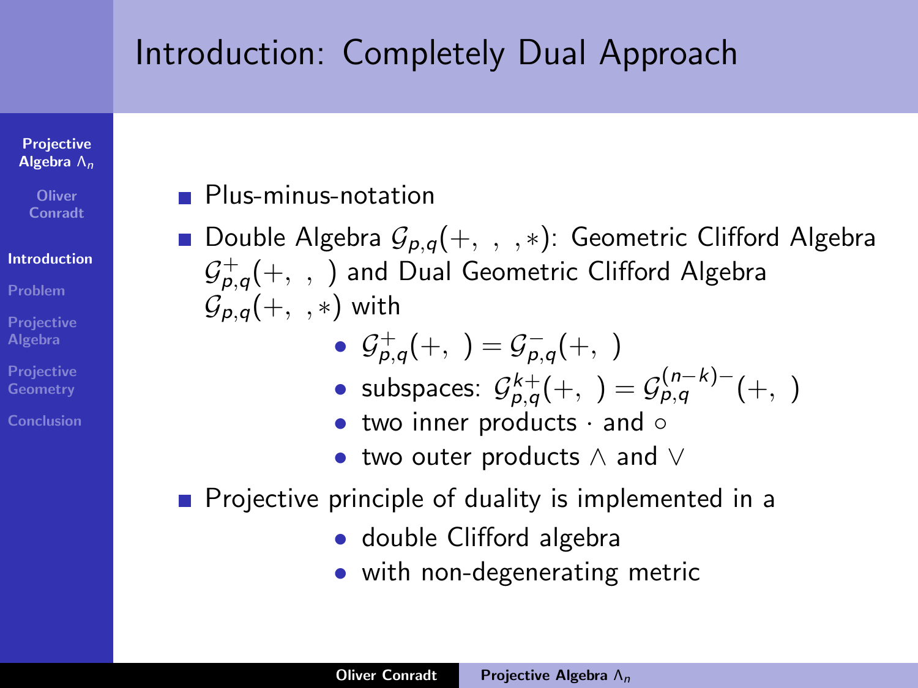# Introduction: Completely Dual Approach

- Plus-minus-notation
- Double Algebra $\mathcal{G}_{p,q}(+, \ , \ , *)$: Geometric Clifford Algebra $\mathcal{G}^{+}_{p,q}(+, \ , \ )$ and Dual Geometric Clifford Algebra $\mathcal{G}_{p,q}(+, \ , *)$ with
  - $\mathcal{G}^{+}_{p,q}(+, \ ) = \mathcal{G}^{-}_{p,q}(+, \ )$
  - subspaces: $\mathcal{G}^{k+}_{p,q}(+, \ ) = \mathcal{G}^{(n-k)-}_{p,q}(+, \ )$
  - two inner products $\cdot$ and $\circ$
  - two outer products $\wedge$ and $\vee$
- Projective principle of duality is implemented in a
  - double Clifford algebra
  - with non-degenerating metric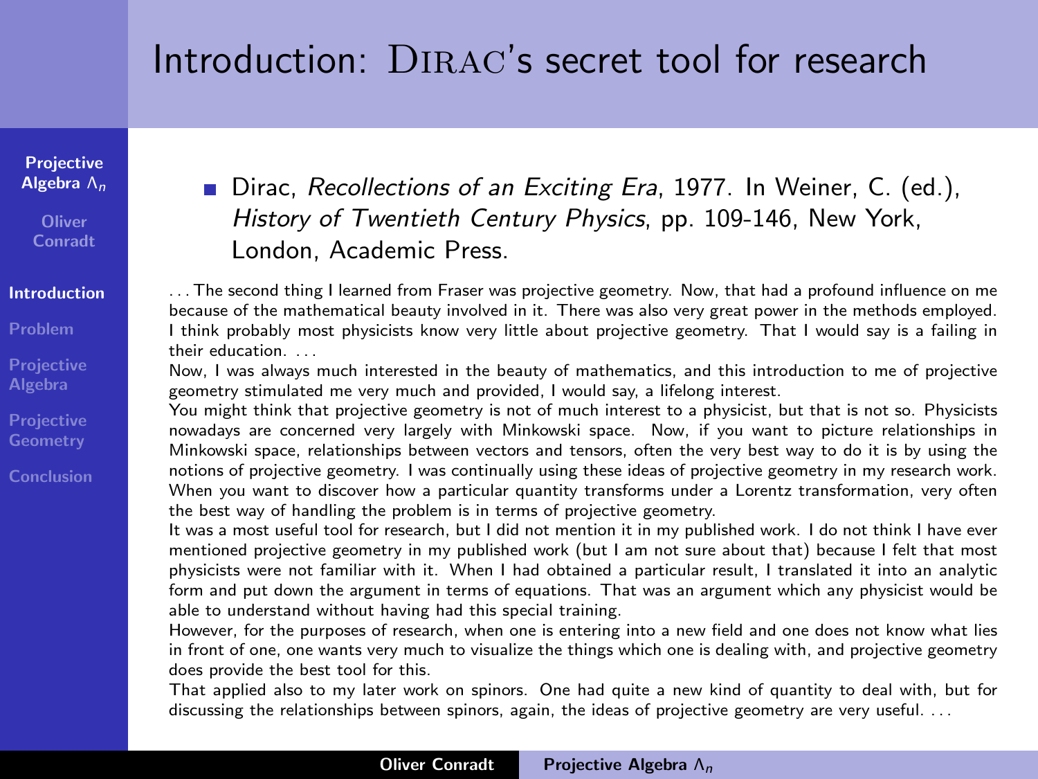# Introduction: DIRAC's secret tool for research

- Dirac, *Recollections of an Exciting Era*, 1977. In Weiner, C. (ed.), *History of Twentieth Century Physics*, pp. 109-146, New York, London, Academic Press.

. . . The second thing I learned from Fraser was projective geometry. Now, that had a profound influence on me because of the mathematical beauty involved in it. There was also very great power in the methods employed. I think probably most physicists know very little about projective geometry. That I would say is a failing in their education. . . .

Now, I was always much interested in the beauty of mathematics, and this introduction to me of projective geometry stimulated me very much and provided, I would say, a lifelong interest.

You might think that projective geometry is not of much interest to a physicist, but that is not so. Physicists nowadays are concerned very largely with Minkowski space. Now, if you want to picture relationships in Minkowski space, relationships between vectors and tensors, often the very best way to do it is by using the notions of projective geometry. I was continually using these ideas of projective geometry in my research work. When you want to discover how a particular quantity transforms under a Lorentz transformation, very often the best way of handling the problem is in terms of projective geometry.

It was a most useful tool for research, but I did not mention it in my published work. I do not think I have ever mentioned projective geometry in my published work (but I am not sure about that) because I felt that most physicists were not familiar with it. When I had obtained a particular result, I translated it into an analytic form and put down the argument in terms of equations. That was an argument which any physicist would be able to understand without having had this special training.

However, for the purposes of research, when one is entering into a new field and one does not know what lies in front of one, one wants very much to visualize the things which one is dealing with, and projective geometry does provide the best tool for this.

That applied also to my later work on spinors. One had quite a new kind of quantity to deal with, but for discussing the relationships between spinors, again, the ideas of projective geometry are very useful. . . .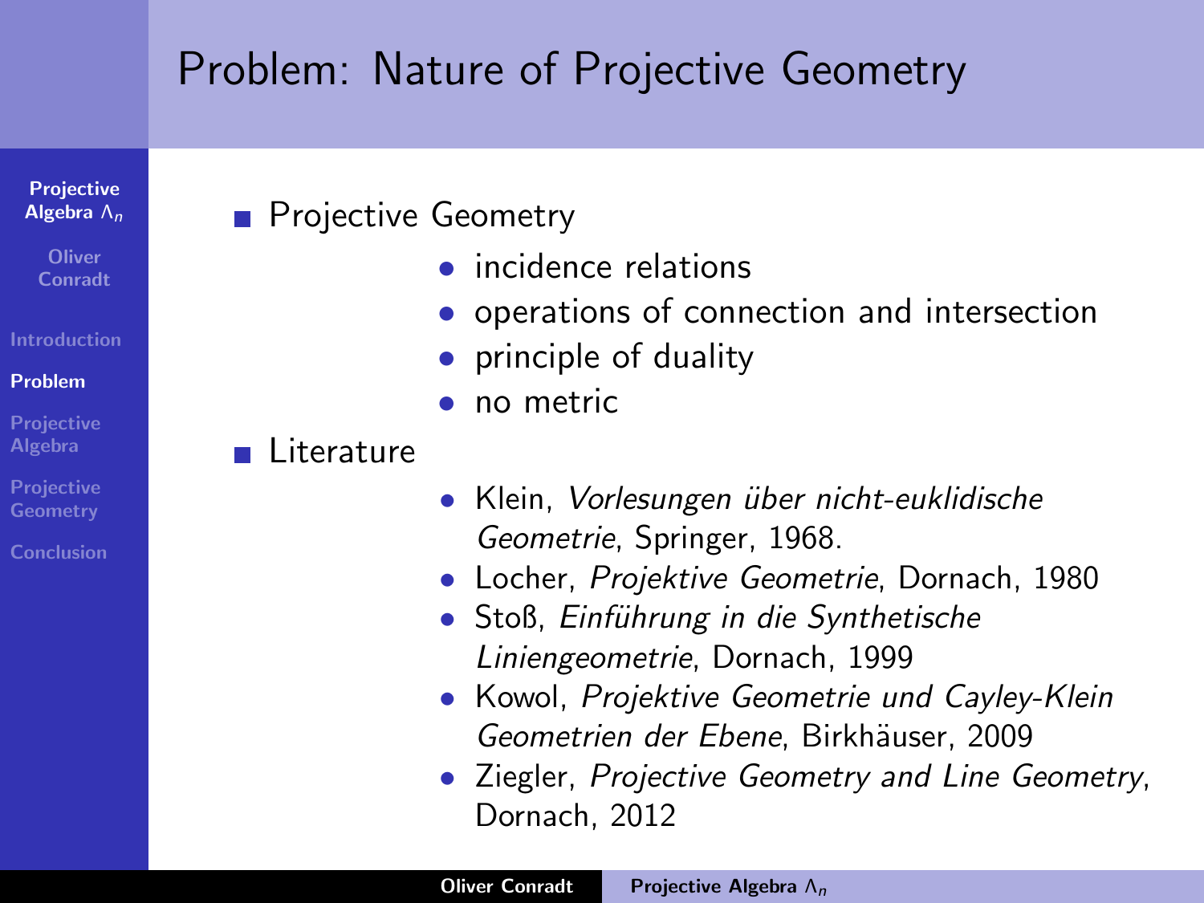# Problem: Nature of Projective Geometry

- Projective Geometry
  - incidence relations
  - operations of connection and intersection
  - principle of duality
  - no metric
- Literature
  - Klein, *Vorlesungen über nicht-euklidische Geometrie*, Springer, 1968.
  - Locher, *Projektive Geometrie*, Dornach, 1980
  - Stoß, *Einführung in die Synthetische Liniengeometrie*, Dornach, 1999
  - Kowol, *Projektive Geometrie und Cayley-Klein Geometrien der Ebene*, Birkhäuser, 2009
  - Ziegler, *Projective Geometry and Line Geometry*, Dornach, 2012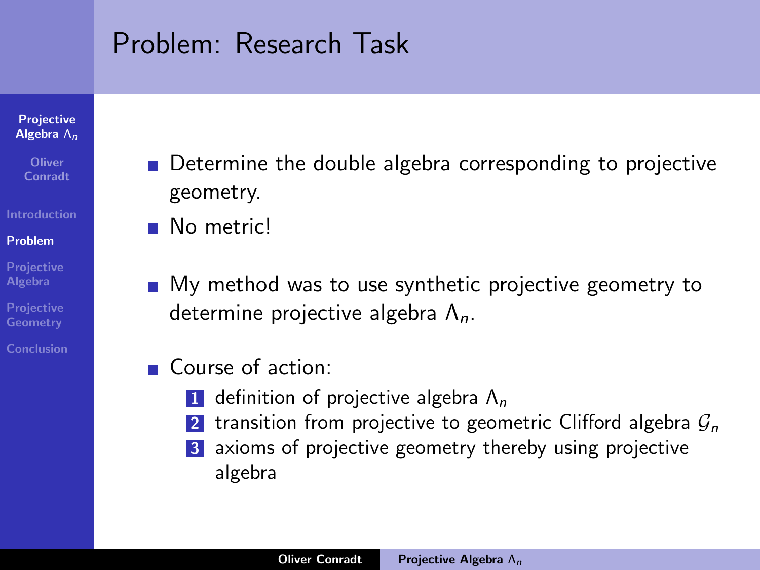# Problem: Research Task

- Determine the double algebra corresponding to projective geometry.
- No metric!

- My method was to use synthetic projective geometry to determine projective algebra $\Lambda_n$.

- Course of action:
  1. definition of projective algebra $\Lambda_n$
  2. transition from projective to geometric Clifford algebra $\mathcal{G}_n$
  3. axioms of projective geometry thereby using projective algebra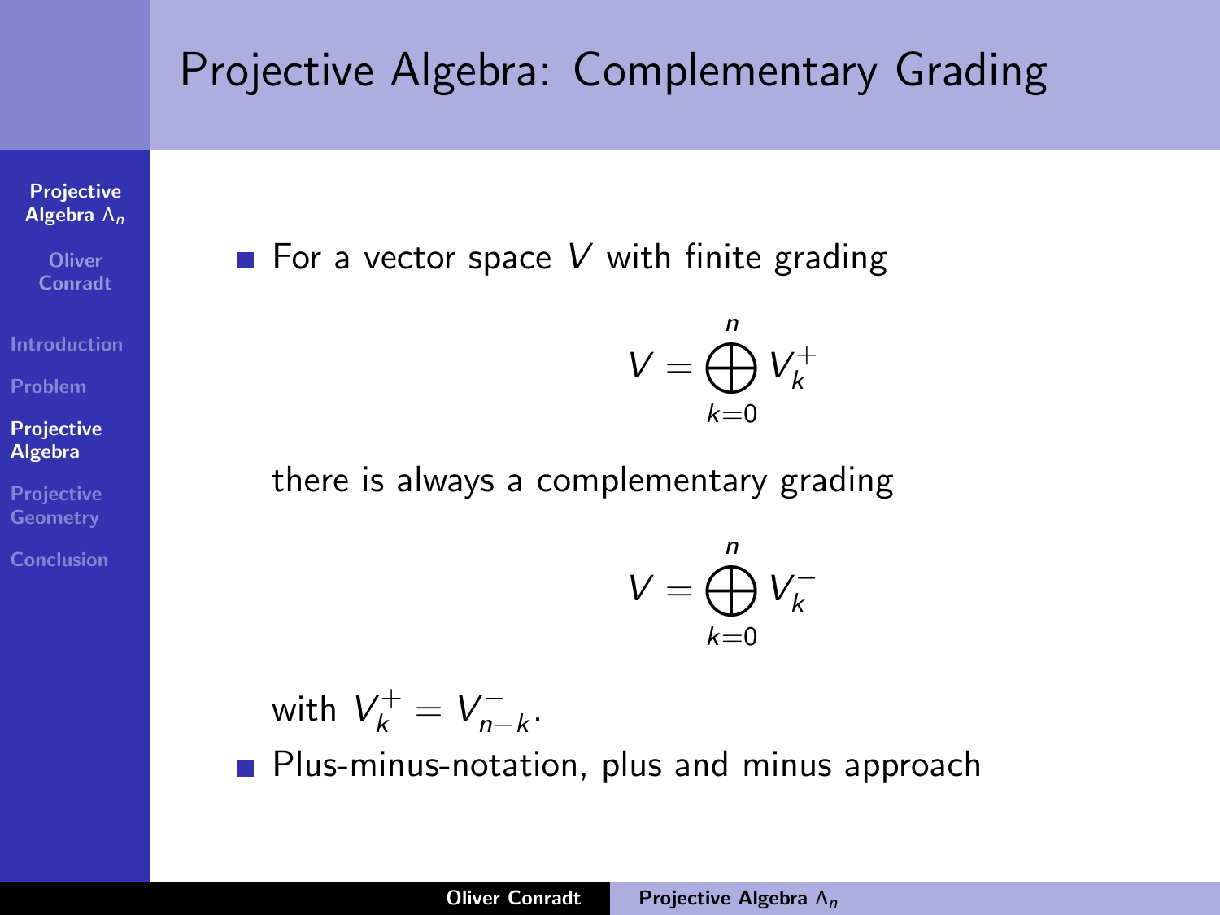# Projective Algebra: Complementary Grading

- For a vector space $V$ with finite grading

$$V = \bigoplus_{k=0}^{n} V_k^+$$

  there is always a complementary grading

$$V = \bigoplus_{k=0}^{n} V_k^-$$

  with $V_k^+ = V_{n-k}^-$.

- Plus-minus-notation, plus and minus approach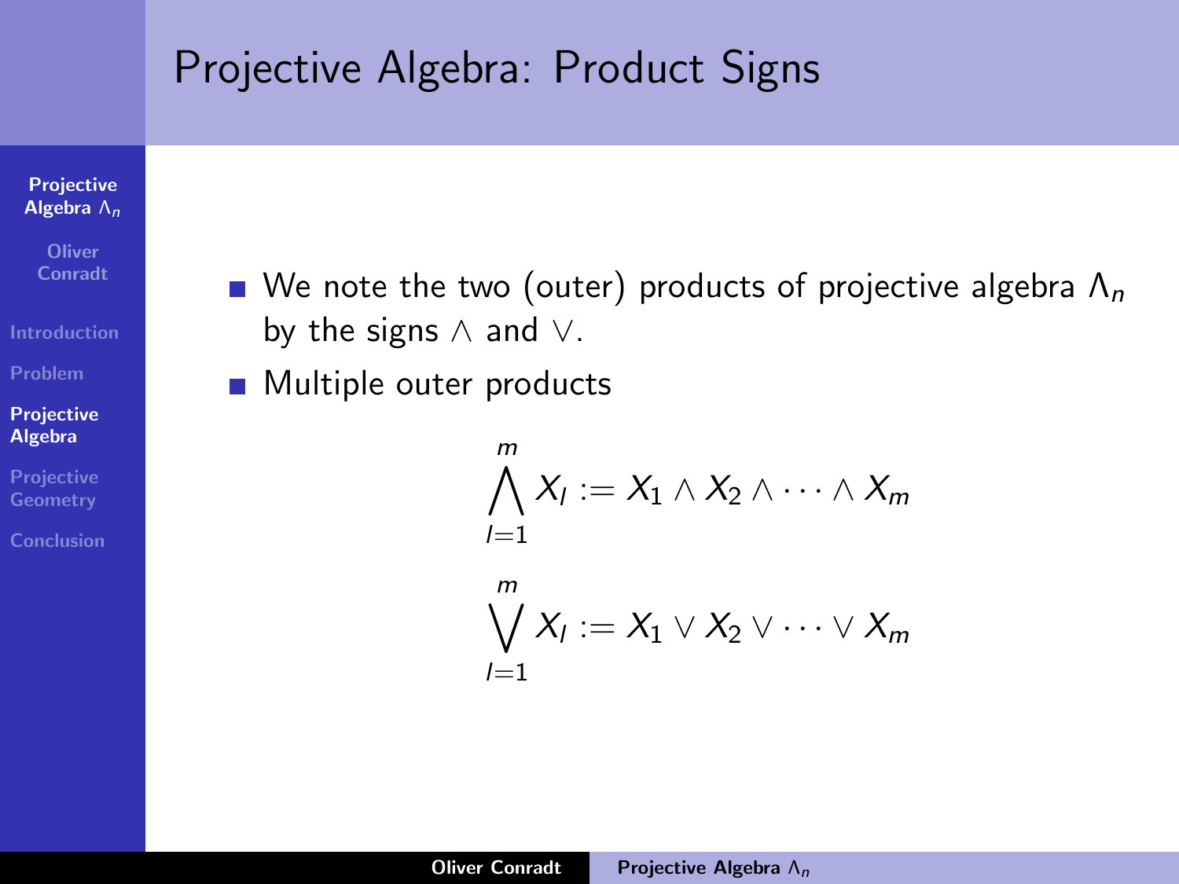# Projective Algebra: Product Signs

- We note the two (outer) products of projective algebra $\Lambda_n$ by the signs $\wedge$ and $\vee$.
- Multiple outer products

$$\bigwedge_{l=1}^{m} X_l := X_1 \wedge X_2 \wedge \cdots \wedge X_m$$

$$\bigvee_{l=1}^{m} X_l := X_1 \vee X_2 \vee \cdots \vee X_m$$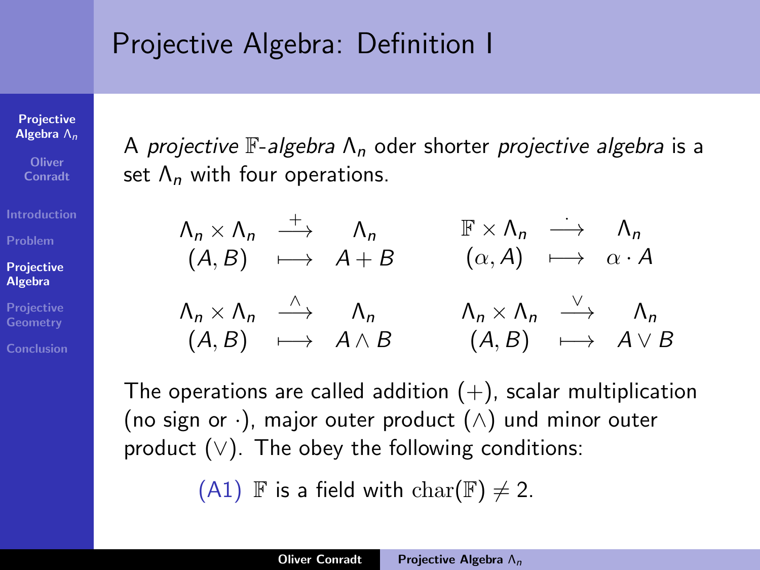# Projective Algebra: Definition I

A *projective* $\mathbb{F}$*-algebra* $\Lambda_n$ oder shorter *projective algebra* is a set $\Lambda_n$ with four operations.

$$
\begin{array}{ccc}
\Lambda_n \times \Lambda_n & \xrightarrow{+} & \Lambda_n \\
(A, B) & \longmapsto & A + B
\end{array}
\qquad
\begin{array}{ccc}
\mathbb{F} \times \Lambda_n & \xrightarrow{\cdot} & \Lambda_n \\
(\alpha, A) & \longmapsto & \alpha \cdot A
\end{array}
$$

$$
\begin{array}{ccc}
\Lambda_n \times \Lambda_n & \xrightarrow{\wedge} & \Lambda_n \\
(A, B) & \longmapsto & A \wedge B
\end{array}
\qquad
\begin{array}{ccc}
\Lambda_n \times \Lambda_n & \xrightarrow{\vee} & \Lambda_n \\
(A, B) & \longmapsto & A \vee B
\end{array}
$$

The operations are called addition ($+$), scalar multiplication (no sign or $\cdot$), major outer product ($\wedge$) und minor outer product ($\vee$). The obey the following conditions:

(A1) $\mathbb{F}$ is a field with $\mathrm{char}(\mathbb{F}) \neq 2$.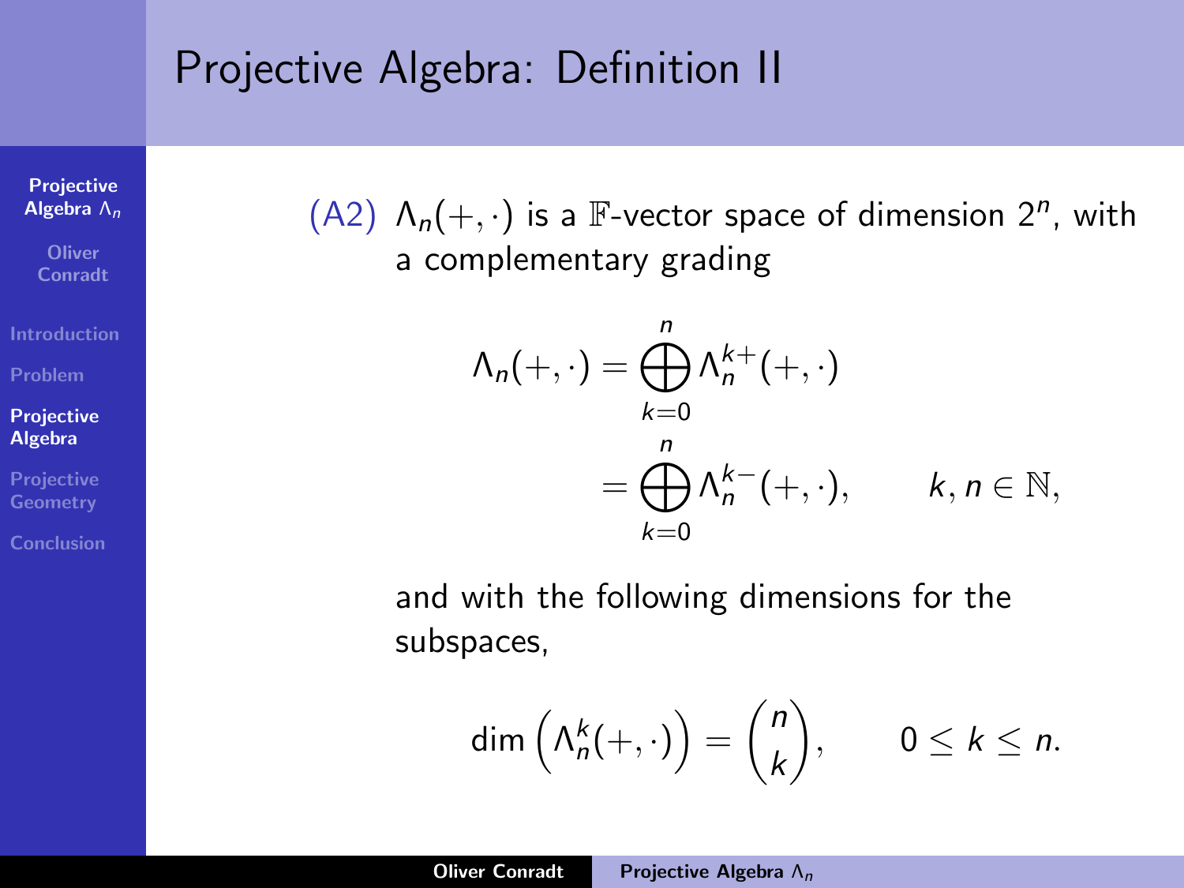# Projective Algebra: Definition II

(A2) $\Lambda_n(+,\cdot)$ is a $\mathbb{F}$-vector space of dimension $2^n$, with a complementary grading

$$\Lambda_n(+,\cdot) = \bigoplus_{k=0}^{n} \Lambda_n^{k+}(+,\cdot)$$
$$= \bigoplus_{k=0}^{n} \Lambda_n^{k-}(+,\cdot), \qquad k, n \in \mathbb{N},$$

and with the following dimensions for the subspaces,

$$\dim\left(\Lambda_n^k(+,\cdot)\right) = \binom{n}{k}, \qquad 0 \leq k \leq n.$$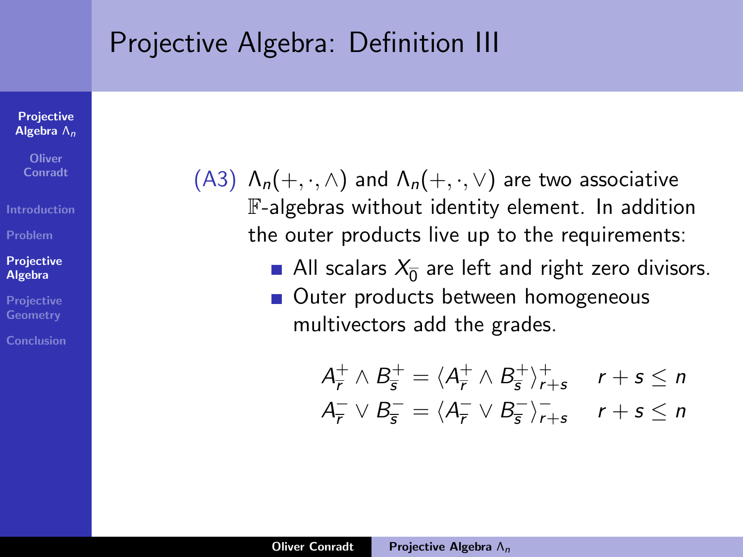# Projective Algebra: Definition III

(A3) $\Lambda_n(+, \cdot, \wedge)$ and $\Lambda_n(+, \cdot, \vee)$ are two associative $\mathbb{F}$-algebras without identity element. In addition the outer products live up to the requirements:

- All scalars $X_{\overline{0}}$ are left and right zero divisors.
- Outer products between homogeneous multivectors add the grades.

$$A_{\overline{r}}^{+} \wedge B_{\overline{s}}^{+} = \langle A_{\overline{r}}^{+} \wedge B_{\overline{s}}^{+} \rangle_{r+s}^{+} \quad r + s \leq n$$

$$A_{\overline{r}}^{-} \vee B_{\overline{s}}^{-} = \langle A_{\overline{r}}^{-} \vee B_{\overline{s}}^{-} \rangle_{r+s}^{-} \quad r + s \leq n$$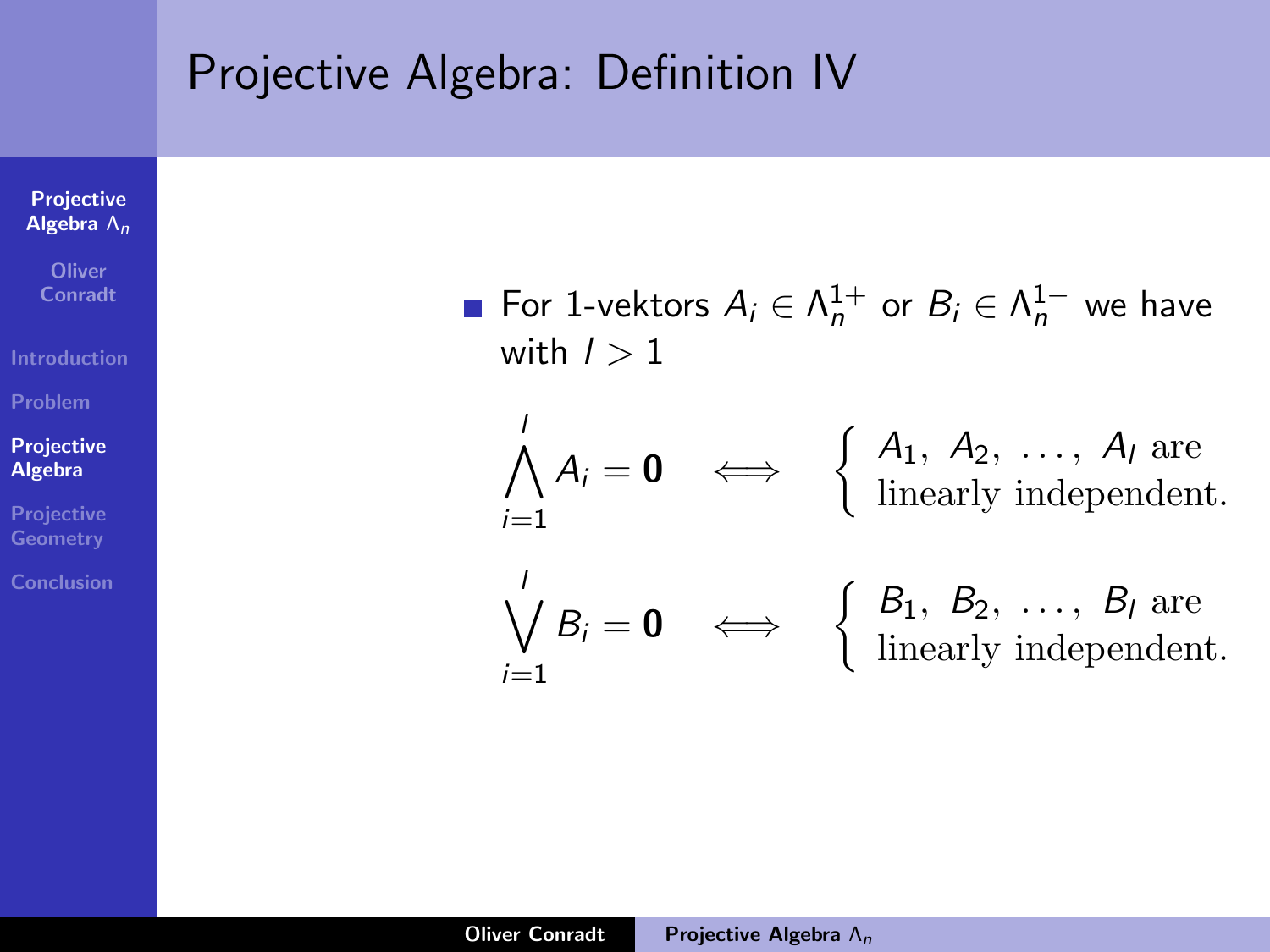# Projective Algebra: Definition IV

- For 1-vektors $A_i \in \Lambda_n^{1+}$ or $B_i \in \Lambda_n^{1-}$ we have with $l > 1$

$$\bigwedge_{i=1}^{l} A_i = \mathbf{0} \quad \Longleftrightarrow \quad \left\{ \begin{array}{l} A_1,\ A_2,\ \ldots,\ A_l \text{ are} \\ \text{linearly independent.} \end{array} \right.$$

$$\bigvee_{i=1}^{l} B_i = \mathbf{0} \quad \Longleftrightarrow \quad \left\{ \begin{array}{l} B_1,\ B_2,\ \ldots,\ B_l \text{ are} \\ \text{linearly independent.} \end{array} \right.$$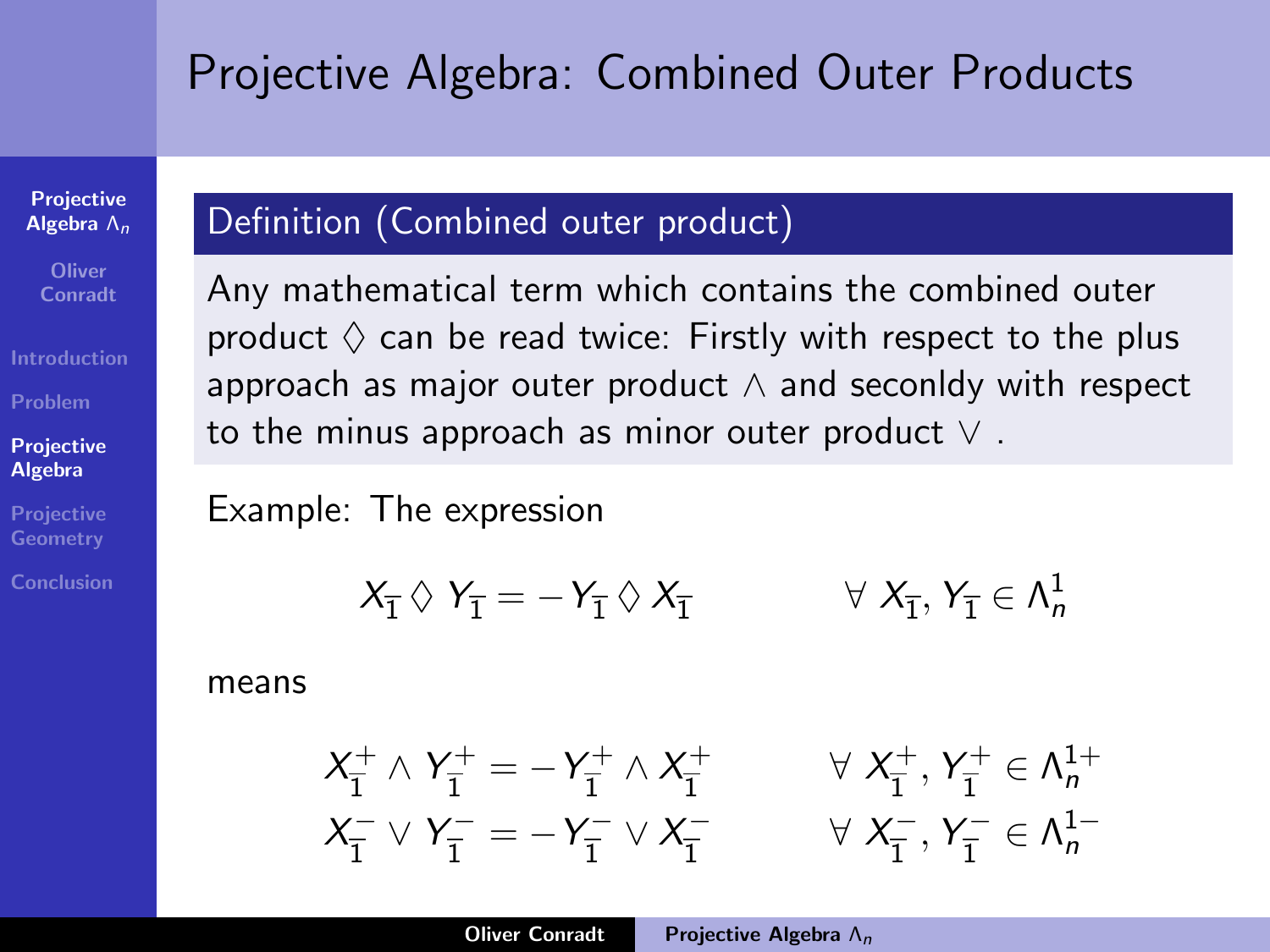# Projective Algebra: Combined Outer Products

**Definition (Combined outer product)**

Any mathematical term which contains the combined outer product $\Diamond$ can be read twice: Firstly with respect to the plus approach as major outer product $\wedge$ and seconldy with respect to the minus approach as minor outer product $\vee$ .

Example: The expression

$$X_{\overline{1}} \Diamond Y_{\overline{1}} = -Y_{\overline{1}} \Diamond X_{\overline{1}} \qquad \forall\, X_{\overline{1}}, Y_{\overline{1}} \in \Lambda_n^1$$

means

$$X_{\overline{1}}^{+} \wedge Y_{\overline{1}}^{+} = -Y_{\overline{1}}^{+} \wedge X_{\overline{1}}^{+} \qquad \forall\, X_{\overline{1}}^{+}, Y_{\overline{1}}^{+} \in \Lambda_n^{1+}$$

$$X_{\overline{1}}^{-} \vee Y_{\overline{1}}^{-} = -Y_{\overline{1}}^{-} \vee X_{\overline{1}}^{-} \qquad \forall\, X_{\overline{1}}^{-}, Y_{\overline{1}}^{-} \in \Lambda_n^{1-}$$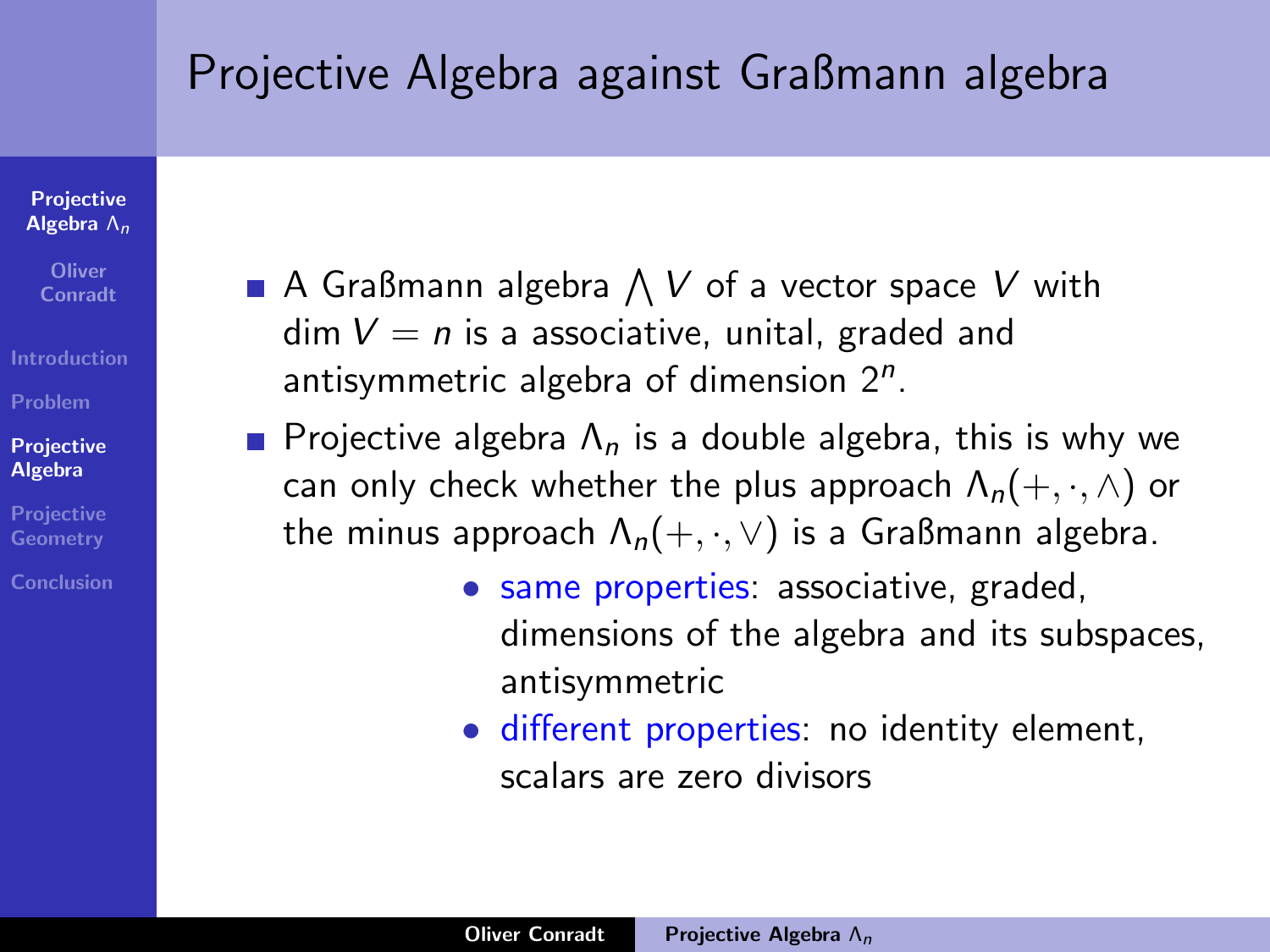# Projective Algebra against Graßmann algebra

- A Graßmann algebra $\bigwedge V$ of a vector space $V$ with $\dim V = n$ is a associative, unital, graded and antisymmetric algebra of dimension $2^n$.
- Projective algebra $\Lambda_n$ is a double algebra, this is why we can only check whether the plus approach $\Lambda_n(+, \cdot, \wedge)$ or the minus approach $\Lambda_n(+, \cdot, \vee)$ is a Graßmann algebra.
  - same properties: associative, graded, dimensions of the algebra and its subspaces, antisymmetric
  - different properties: no identity element, scalars are zero divisors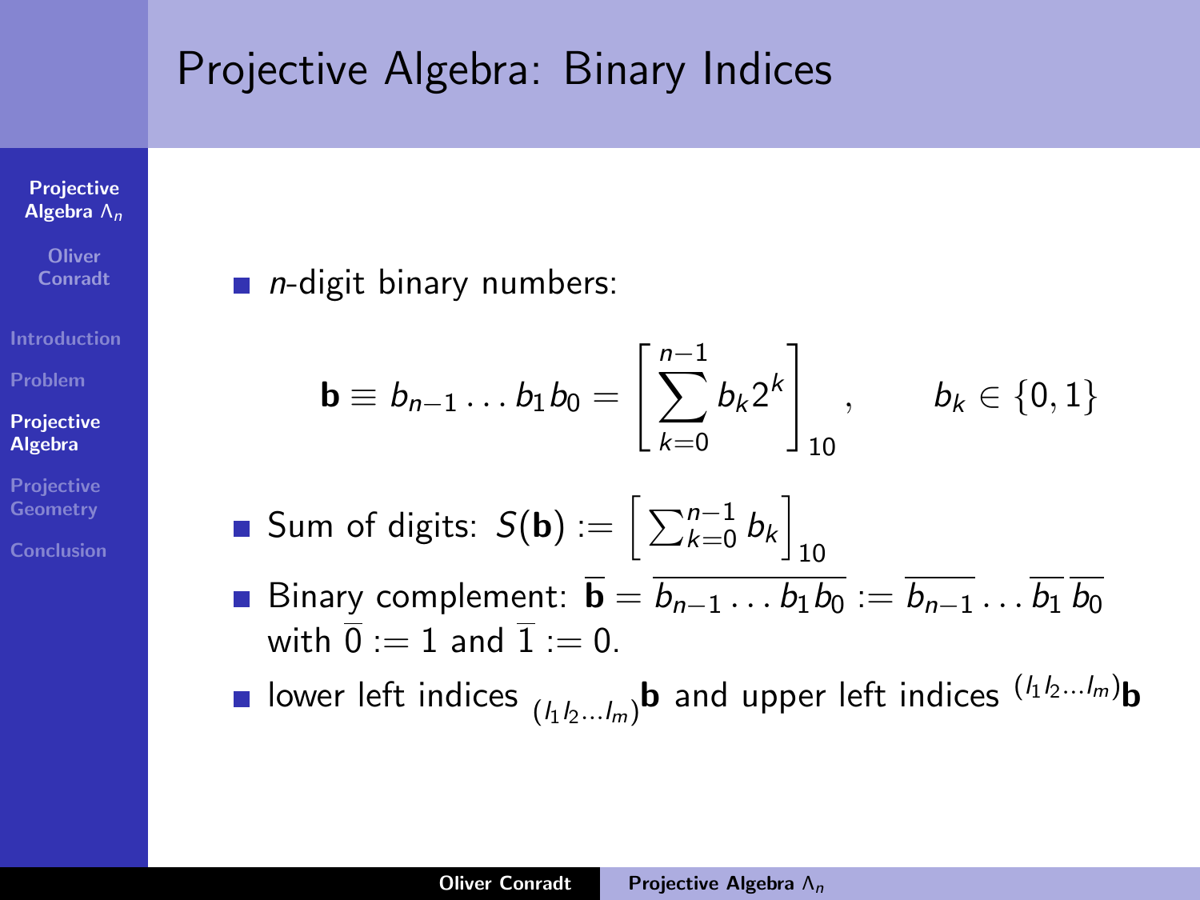# Projective Algebra: Binary Indices

- $n$-digit binary numbers:

$$\mathbf{b} \equiv b_{n-1} \dots b_1 b_0 = \left[ \sum_{k=0}^{n-1} b_k 2^k \right]_{10}, \qquad b_k \in \{0, 1\}$$

- Sum of digits: $S(\mathbf{b}) := \left[ \sum_{k=0}^{n-1} b_k \right]_{10}$
- Binary complement: $\overline{\mathbf{b}} = \overline{b_{n-1} \dots b_1 b_0} := \overline{b_{n-1}} \dots \overline{b_1}\, \overline{b_0}$ with $\overline{0} := 1$ and $\overline{1} := 0$.
- lower left indices ${}_{(l_1 l_2 \dots l_m)}\mathbf{b}$ and upper left indices ${}^{(l_1 l_2 \dots l_m)}\mathbf{b}$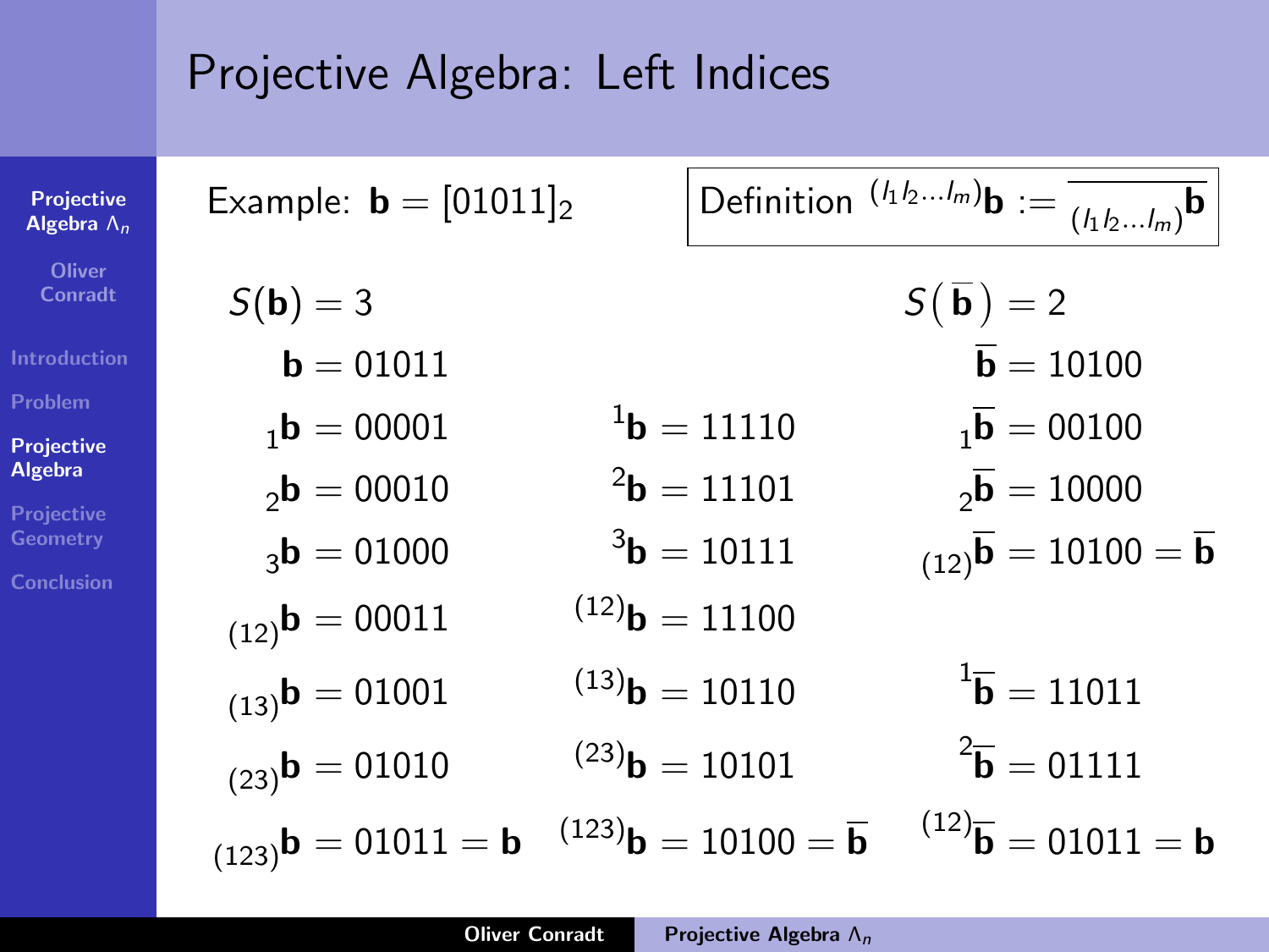# Projective Algebra: Left Indices

Example: $\mathbf{b} = [01011]_2$

Definition ${}^{(l_1 l_2 \ldots l_m)}\mathbf{b} := \overline{{}_{(l_1 l_2 \ldots l_m)}\mathbf{b}}$

$S(\mathbf{b}) = 3$

$\mathbf{b} = 01011$

${}_1\mathbf{b} = 00001$

${}_2\mathbf{b} = 00010$

${}_3\mathbf{b} = 01000$

${}_{(12)}\mathbf{b} = 00011$

${}_{(13)}\mathbf{b} = 01001$

${}_{(23)}\mathbf{b} = 01010$

${}_{(123)}\mathbf{b} = 01011 = \mathbf{b}$

${}^1\mathbf{b} = 11110$

${}^2\mathbf{b} = 11101$

${}^3\mathbf{b} = 10111$

${}^{(12)}\mathbf{b} = 11100$

${}^{(13)}\mathbf{b} = 10110$

${}^{(23)}\mathbf{b} = 10101$

${}^{(123)}\mathbf{b} = 10100 = \overline{\mathbf{b}}$

$S\left(\overline{\mathbf{b}}\right) = 2$

$\overline{\mathbf{b}} = 10100$

${}_1\overline{\mathbf{b}} = 00100$

${}_2\overline{\mathbf{b}} = 10000$

${}_{(12)}\overline{\mathbf{b}} = 10100 = \overline{\mathbf{b}}$

${}^1\overline{\mathbf{b}} = 11011$

${}^2\overline{\mathbf{b}} = 01111$

${}^{(12)}\overline{\mathbf{b}} = 01011 = \mathbf{b}$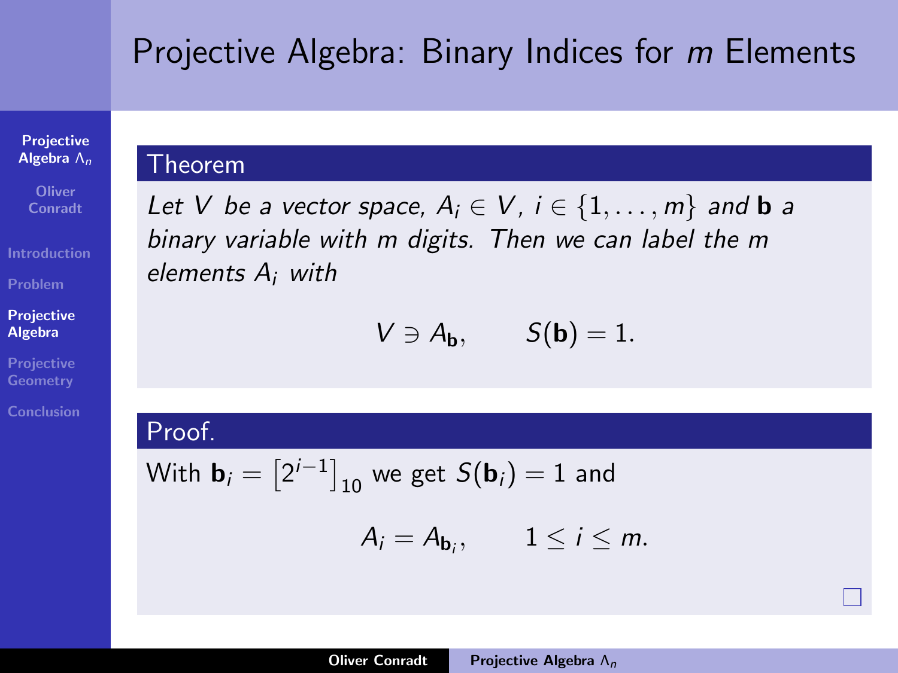# Projective Algebra: Binary Indices for $m$ Elements

**Theorem**

*Let $V$ be a vector space, $A_i \in V$, $i \in \{1, \ldots, m\}$ and $\mathbf{b}$ a binary variable with $m$ digits. Then we can label the $m$ elements $A_i$ with*

$$V \ni A_{\mathbf{b}}, \qquad S(\mathbf{b}) = 1.$$

**Proof.**

With $\mathbf{b}_i = \left[2^{i-1}\right]_{10}$ we get $S(\mathbf{b}_i) = 1$ and

$$A_i = A_{\mathbf{b}_i}, \qquad 1 \leq i \leq m.$$

□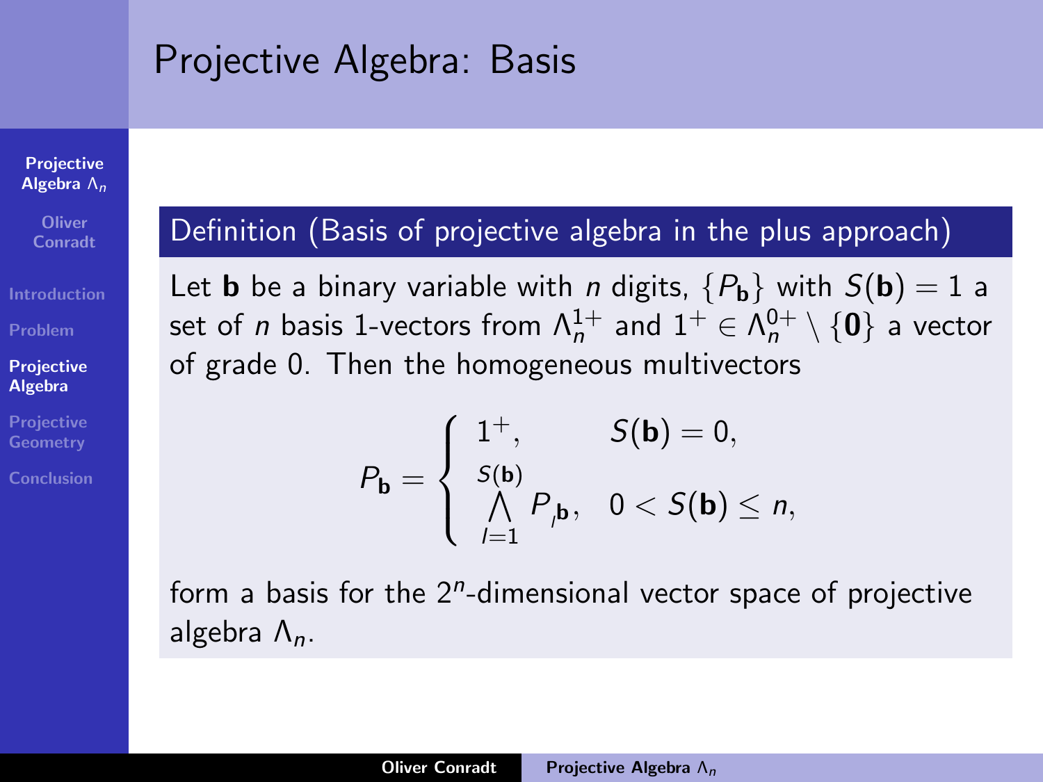# Projective Algebra: Basis

## Definition (Basis of projective algebra in the plus approach)

Let $\mathbf{b}$ be a binary variable with $n$ digits, $\{P_{\mathbf{b}}\}$ with $S(\mathbf{b}) = 1$ a set of $n$ basis 1-vectors from $\Lambda_n^{1+}$ and $1^+ \in \Lambda_n^{0+} \setminus \{\mathbf{0}\}$ a vector of grade 0. Then the homogeneous multivectors

$$P_{\mathbf{b}} = \begin{cases} 1^+, & S(\mathbf{b}) = 0, \\ \bigwedge_{l=1}^{S(\mathbf{b})} P_{{}_l\mathbf{b}}, & 0 < S(\mathbf{b}) \leq n, \end{cases}$$

form a basis for the $2^n$-dimensional vector space of projective algebra $\Lambda_n$.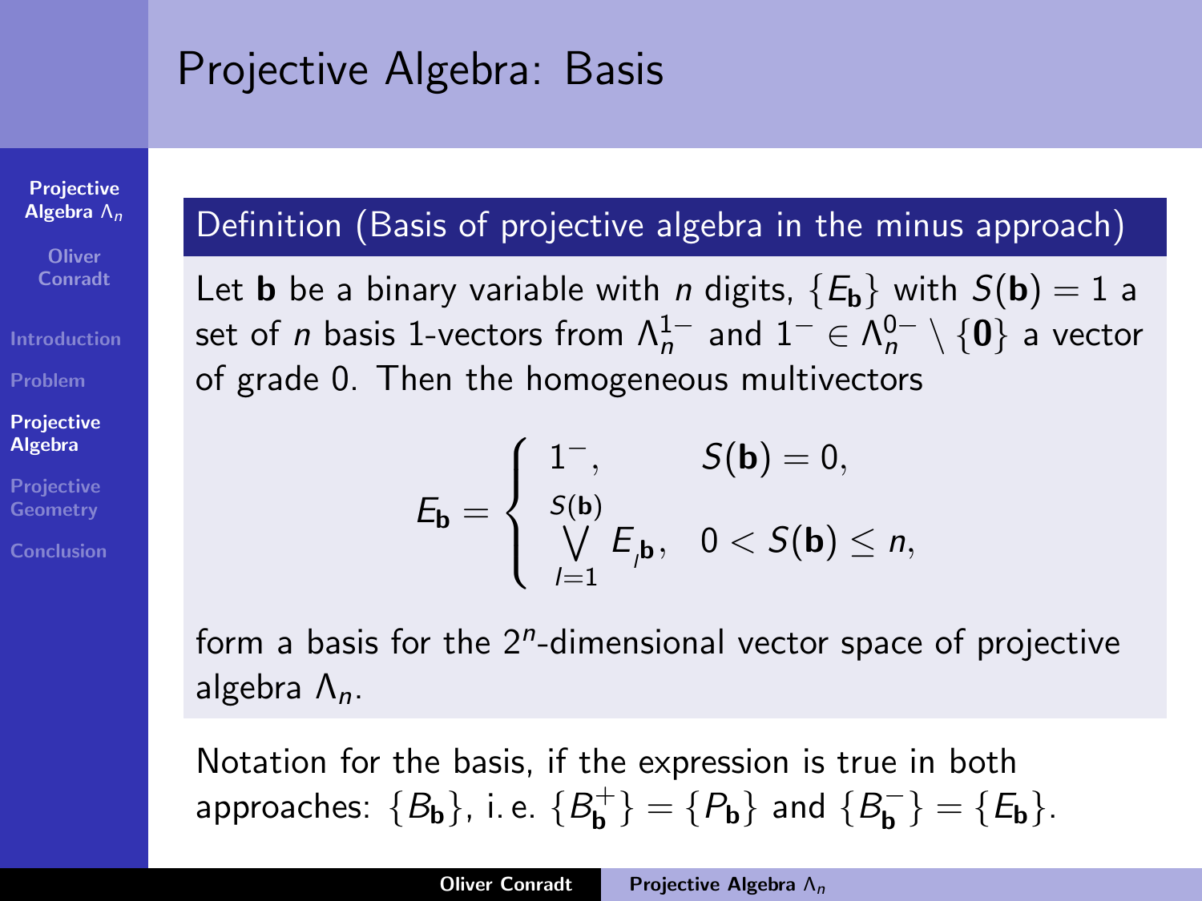# Projective Algebra: Basis

## Definition (Basis of projective algebra in the minus approach)

Let $\mathbf{b}$ be a binary variable with $n$ digits, $\{E_\mathbf{b}\}$ with $S(\mathbf{b}) = 1$ a set of $n$ basis 1-vectors from $\Lambda_n^{1-}$ and $1^- \in \Lambda_n^{0-} \setminus \{\mathbf{0}\}$ a vector of grade 0. Then the homogeneous multivectors

$$
E_\mathbf{b} = \begin{cases} 1^-, & S(\mathbf{b}) = 0, \\ \bigvee_{l=1}^{S(\mathbf{b})} E_{{}_l\mathbf{b}}, & 0 < S(\mathbf{b}) \leq n, \end{cases}
$$

form a basis for the $2^n$-dimensional vector space of projective algebra $\Lambda_n$.

Notation for the basis, if the expression is true in both approaches: $\{B_\mathbf{b}\}$, i. e. $\{B_\mathbf{b}^+\} = \{P_\mathbf{b}\}$ and $\{B_\mathbf{b}^-\} = \{E_\mathbf{b}\}$.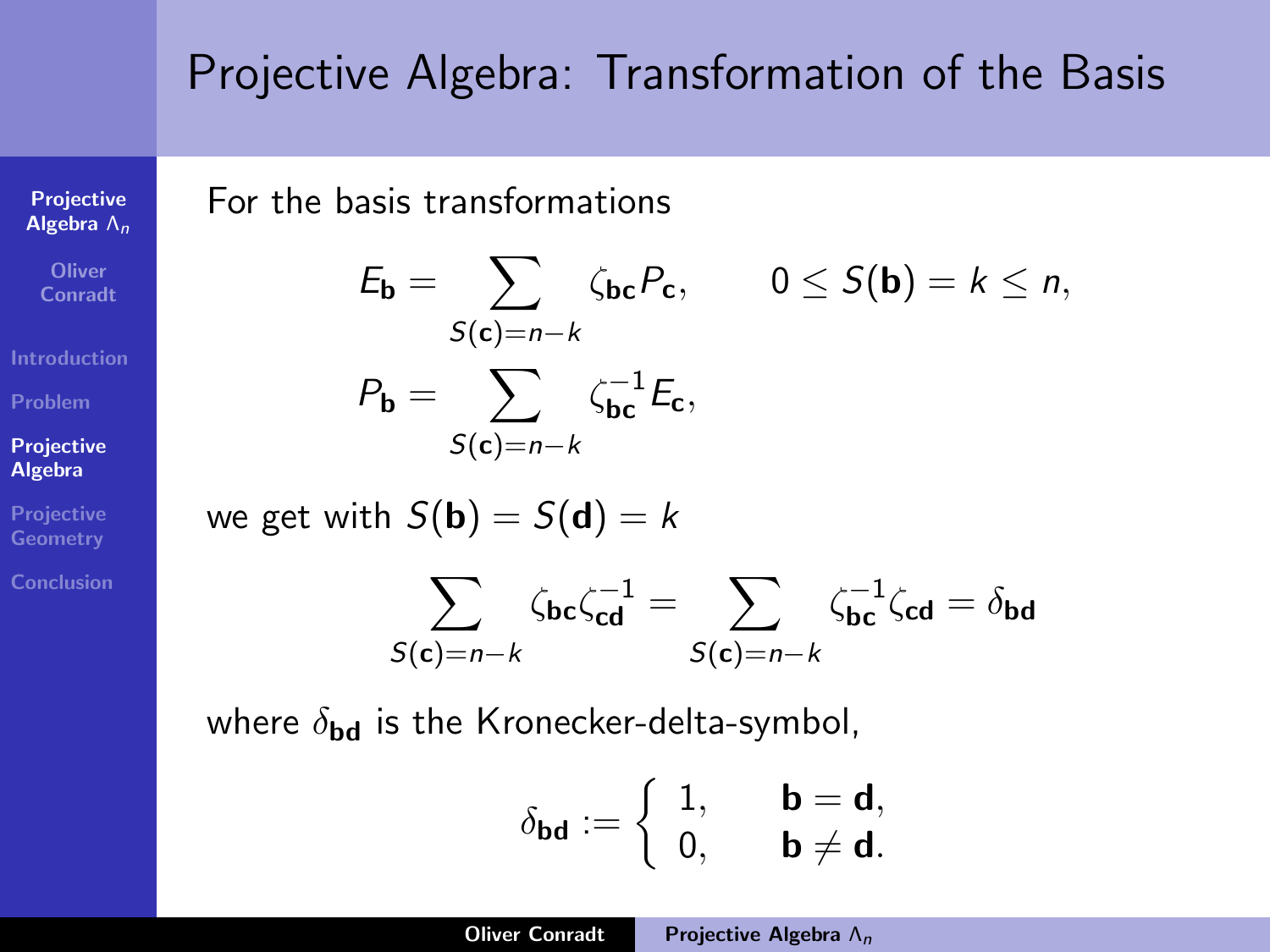# Projective Algebra: Transformation of the Basis

For the basis transformations

$$E_{\mathbf{b}} = \sum_{S(\mathbf{c})=n-k} \zeta_{\mathbf{bc}} P_{\mathbf{c}}, \qquad 0 \leq S(\mathbf{b}) = k \leq n,$$

$$P_{\mathbf{b}} = \sum_{S(\mathbf{c})=n-k} \zeta_{\mathbf{bc}}^{-1} E_{\mathbf{c}},$$

we get with $S(\mathbf{b}) = S(\mathbf{d}) = k$

$$\sum_{S(\mathbf{c})=n-k} \zeta_{\mathbf{bc}} \zeta_{\mathbf{cd}}^{-1} = \sum_{S(\mathbf{c})=n-k} \zeta_{\mathbf{bc}}^{-1} \zeta_{\mathbf{cd}} = \delta_{\mathbf{bd}}$$

where $\delta_{\mathbf{bd}}$ is the Kronecker-delta-symbol,

$$\delta_{\mathbf{bd}} := \begin{cases} 1, & \mathbf{b} = \mathbf{d}, \\ 0, & \mathbf{b} \neq \mathbf{d}. \end{cases}$$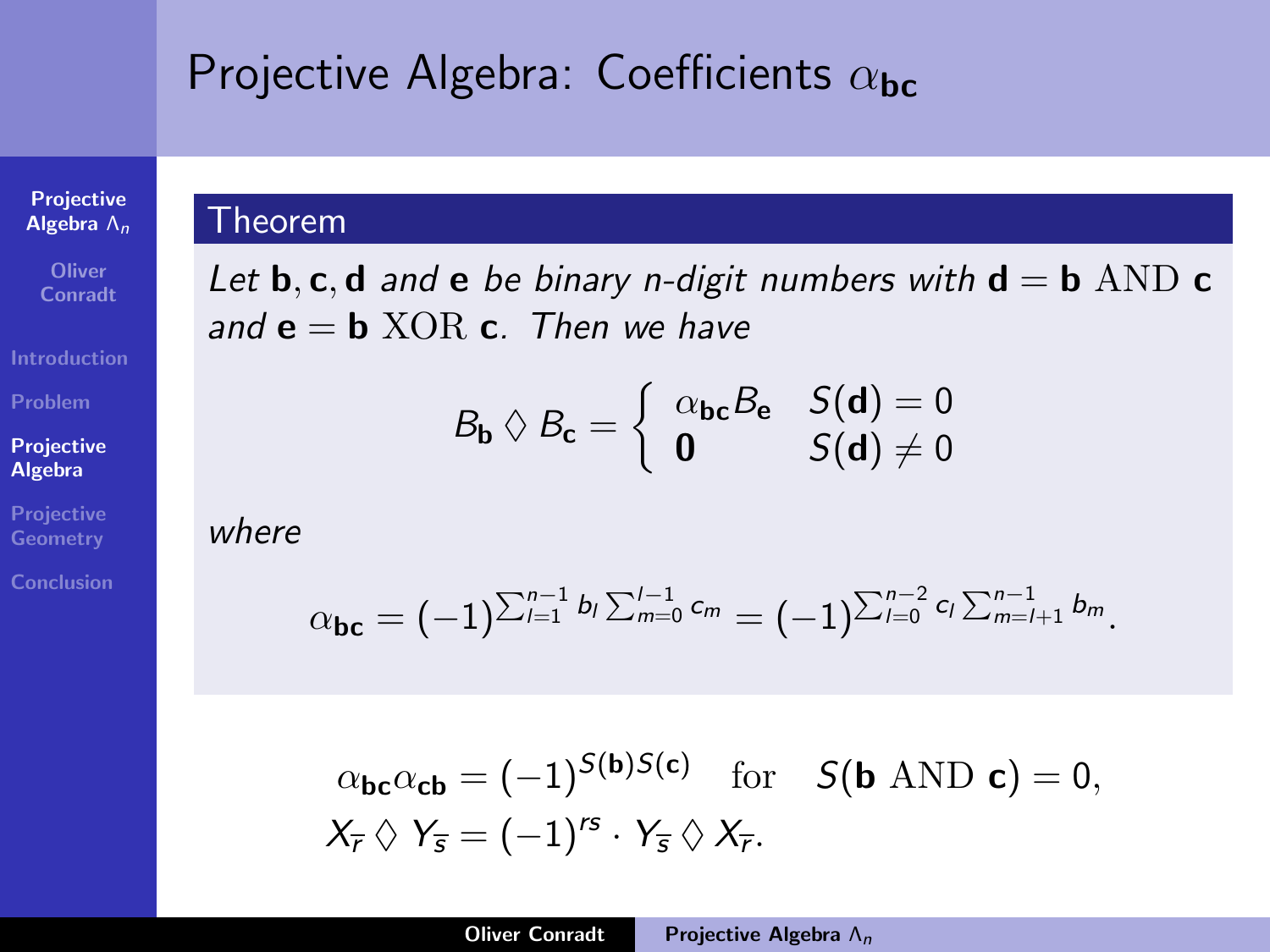# Projective Algebra: Coefficients $\alpha_{\mathbf{bc}}$

## Theorem

*Let* $\mathbf{b}, \mathbf{c}, \mathbf{d}$ *and* $\mathbf{e}$ *be binary n-digit numbers with* $\mathbf{d} = \mathbf{b} \text{ AND } \mathbf{c}$ *and* $\mathbf{e} = \mathbf{b} \text{ XOR } \mathbf{c}$*. Then we have*

$$B_{\mathbf{b}} \diamondsuit B_{\mathbf{c}} = \begin{cases} \alpha_{\mathbf{bc}} B_{\mathbf{e}} & S(\mathbf{d}) = 0 \\ \mathbf{0} & S(\mathbf{d}) \neq 0 \end{cases}$$

*where*

$$\alpha_{\mathbf{bc}} = (-1)^{\sum_{l=1}^{n-1} b_l \sum_{m=0}^{l-1} c_m} = (-1)^{\sum_{l=0}^{n-2} c_l \sum_{m=l+1}^{n-1} b_m}.$$

$$\alpha_{\mathbf{bc}} \alpha_{\mathbf{cb}} = (-1)^{S(\mathbf{b})S(\mathbf{c})} \quad \text{for} \quad S(\mathbf{b} \text{ AND } \mathbf{c}) = 0,$$
$$X_{\overline{r}} \diamondsuit Y_{\overline{s}} = (-1)^{rs} \cdot Y_{\overline{s}} \diamondsuit X_{\overline{r}}.$$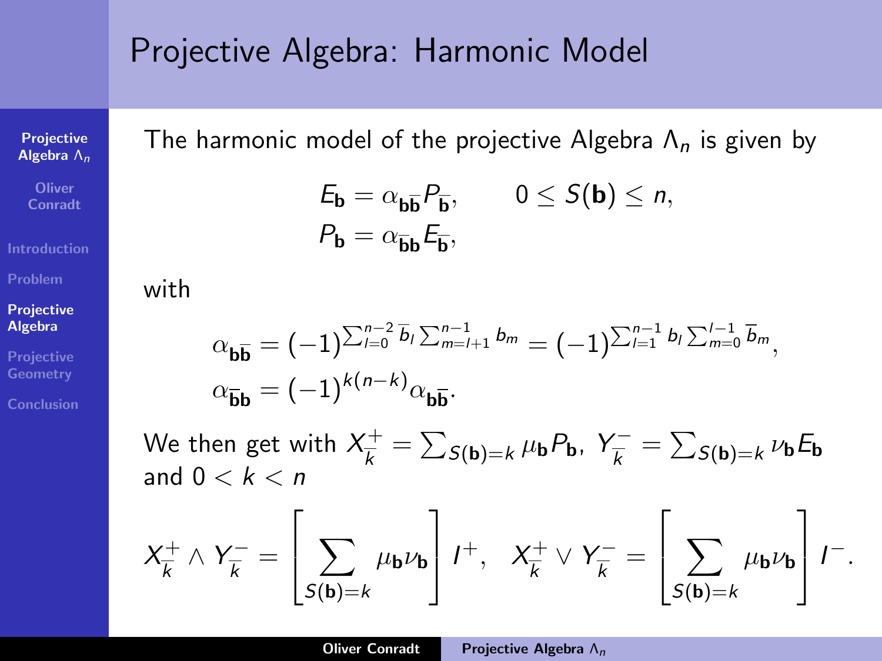# Projective Algebra: Harmonic Model

The harmonic model of the projective Algebra $\Lambda_n$ is given by

$$E_{\mathbf{b}} = \alpha_{\mathbf{b}\overline{\mathbf{b}}} P_{\overline{\mathbf{b}}}, \qquad 0 \leq S(\mathbf{b}) \leq n,$$
$$P_{\mathbf{b}} = \alpha_{\overline{\mathbf{b}}\mathbf{b}} E_{\overline{\mathbf{b}}},$$

with

$$\alpha_{\mathbf{b}\overline{\mathbf{b}}} = (-1)^{\sum_{l=0}^{n-2} \overline{b}_l \sum_{m=l+1}^{n-1} b_m} = (-1)^{\sum_{l=1}^{n-1} b_l \sum_{m=0}^{l-1} \overline{b}_m},$$
$$\alpha_{\overline{\mathbf{b}}\mathbf{b}} = (-1)^{k(n-k)} \alpha_{\mathbf{b}\overline{\mathbf{b}}}.$$

We then get with $X^+_{\overline{k}} = \sum_{S(\mathbf{b})=k} \mu_{\mathbf{b}} P_{\mathbf{b}}$, $Y^-_{\overline{k}} = \sum_{S(\mathbf{b})=k} \nu_{\mathbf{b}} E_{\mathbf{b}}$ and $0 < k < n$

$$X^+_{\overline{k}} \wedge Y^-_{\overline{k}} = \left[ \sum_{S(\mathbf{b})=k} \mu_{\mathbf{b}} \nu_{\mathbf{b}} \right] I^+, \quad X^+_{\overline{k}} \vee Y^-_{\overline{k}} = \left[ \sum_{S(\mathbf{b})=k} \mu_{\mathbf{b}} \nu_{\mathbf{b}} \right] I^-.$$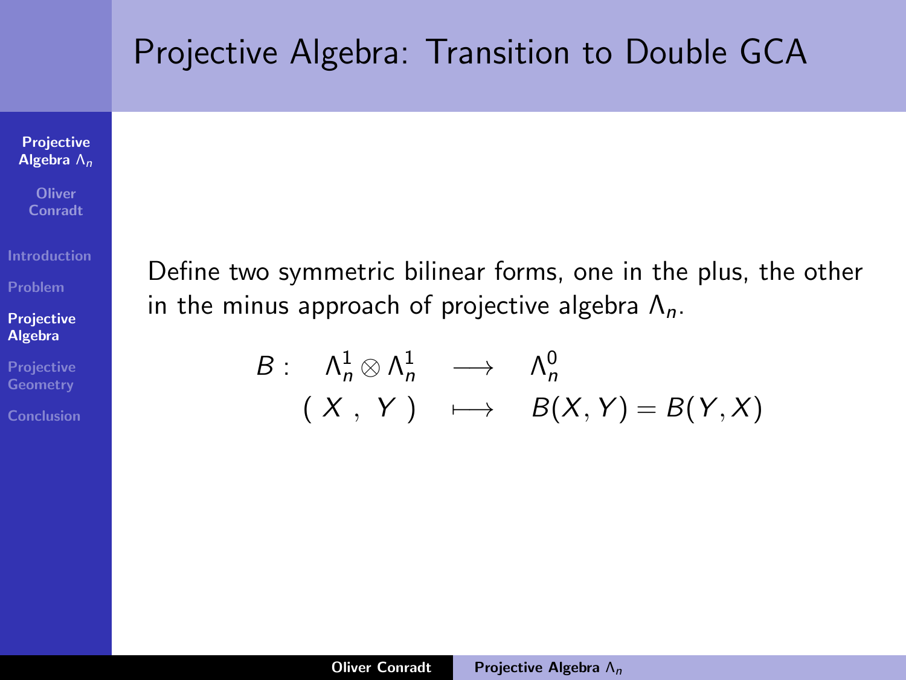# Projective Algebra: Transition to Double GCA

Define two symmetric bilinear forms, one in the plus, the other in the minus approach of projective algebra $\Lambda_n$.

$$
\begin{array}{rccc}
B: & \Lambda_n^1 \otimes \Lambda_n^1 & \longrightarrow & \Lambda_n^0 \\
 & (\ X\ ,\ Y\ ) & \longmapsto & B(X,Y) = B(Y,X)
\end{array}
$$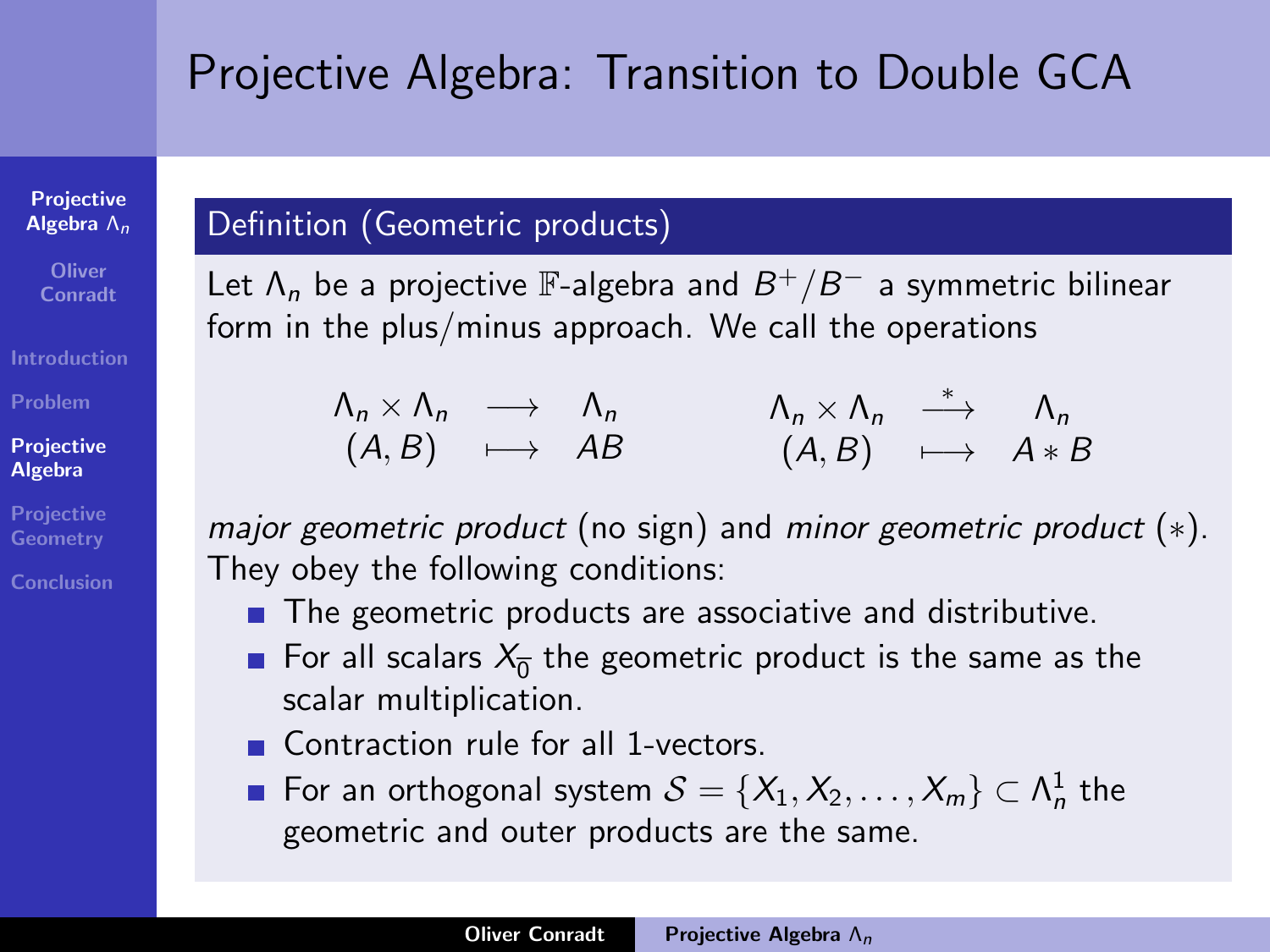# Projective Algebra: Transition to Double GCA

## Definition (Geometric products)

Let $\Lambda_n$ be a projective $\mathbb{F}$-algebra and $B^+/B^-$ a symmetric bilinear form in the plus/minus approach. We call the operations

$$\begin{array}{ccc} \Lambda_n \times \Lambda_n & \longrightarrow & \Lambda_n \\ (A, B) & \longmapsto & AB \end{array} \qquad \begin{array}{ccc} \Lambda_n \times \Lambda_n & \stackrel{*}{\longrightarrow} & \Lambda_n \\ (A, B) & \longmapsto & A * B \end{array}$$

*major geometric product* (no sign) and *minor geometric product* ($*$). They obey the following conditions:

- The geometric products are associative and distributive.
- For all scalars $X_{\overline{0}}$ the geometric product is the same as the scalar multiplication.
- Contraction rule for all 1-vectors.
- For an orthogonal system $\mathcal{S} = \{X_1, X_2, \ldots, X_m\} \subset \Lambda_n^1$ the geometric and outer products are the same.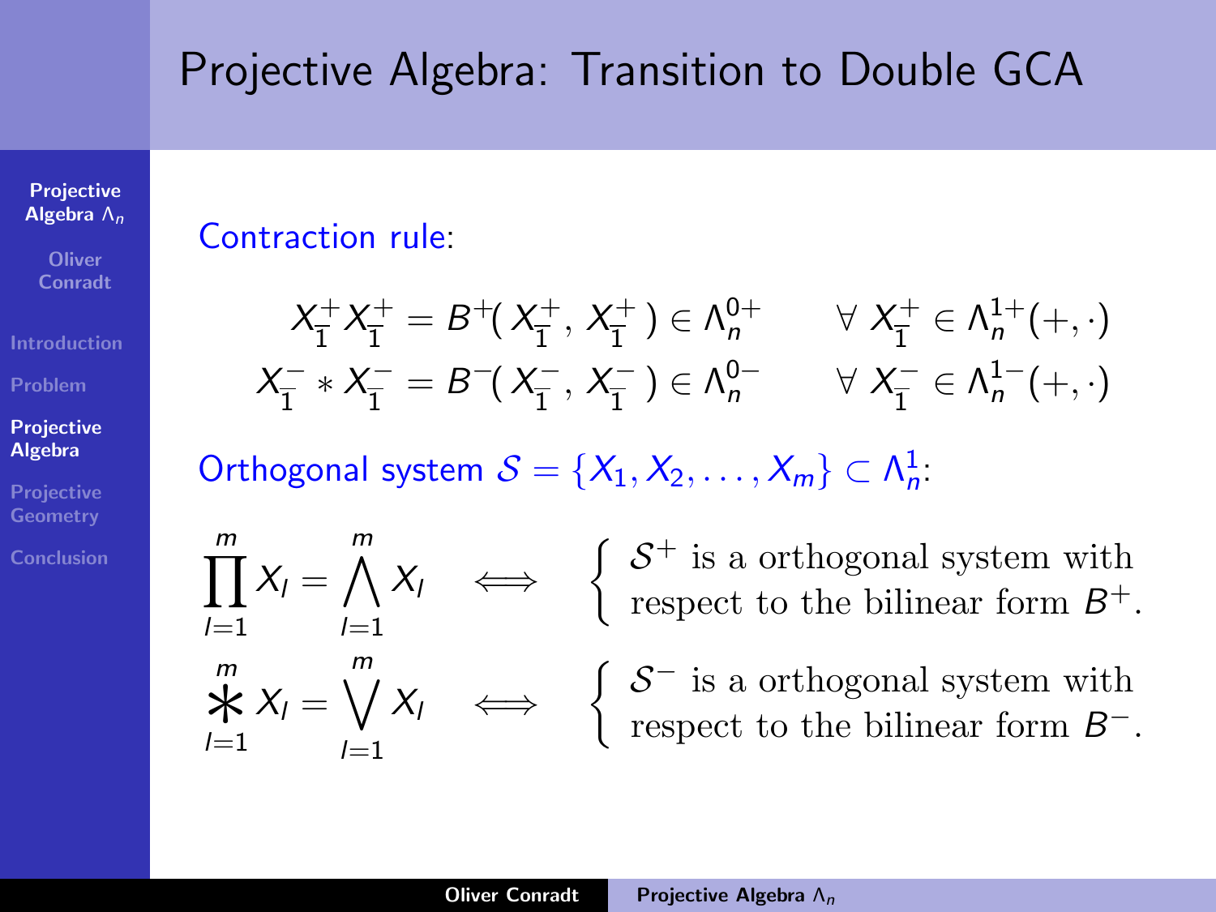# Projective Algebra: Transition to Double GCA

Contraction rule:

$$X_{\bar{1}}^{+} X_{\bar{1}}^{+} = B^{+}( X_{\bar{1}}^{+}, X_{\bar{1}}^{+} ) \in \Lambda_n^{0+} \qquad \forall\ X_{\bar{1}}^{+} \in \Lambda_n^{1+}(+,\cdot)$$

$$X_{\bar{1}}^{-} * X_{\bar{1}}^{-} = B^{-}( X_{\bar{1}}^{-}, X_{\bar{1}}^{-} ) \in \Lambda_n^{0-} \qquad \forall\ X_{\bar{1}}^{-} \in \Lambda_n^{1-}(+,\cdot)$$

Orthogonal system $\mathcal{S} = \{X_1, X_2, \ldots, X_m\} \subset \Lambda_n^1$:

$$\prod_{l=1}^{m} X_l = \bigwedge_{l=1}^{m} X_l \iff \left\{ \begin{array}{l} \mathcal{S}^{+} \text{ is a orthogonal system with} \\ \text{respect to the bilinear form } B^{+}. \end{array} \right.$$

$$\mathop{\Large *}_{l=1}^{m} X_l = \bigvee_{l=1}^{m} X_l \iff \left\{ \begin{array}{l} \mathcal{S}^{-} \text{ is a orthogonal system with} \\ \text{respect to the bilinear form } B^{-}. \end{array} \right.$$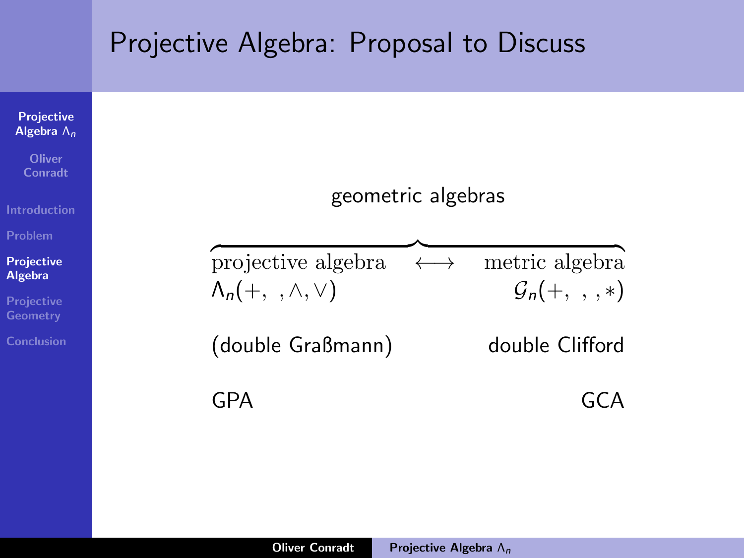# Projective Algebra: Proposal to Discuss

geometric algebras

| projective algebra | $\longleftrightarrow$ | metric algebra |
|---|---|---|
| $\Lambda_n(+, \ , \wedge, \vee)$ | | $\mathcal{G}_n(+, \ , \ , *)$ |
| (double Graßmann) | | double Clifford |
| GPA | | GCA |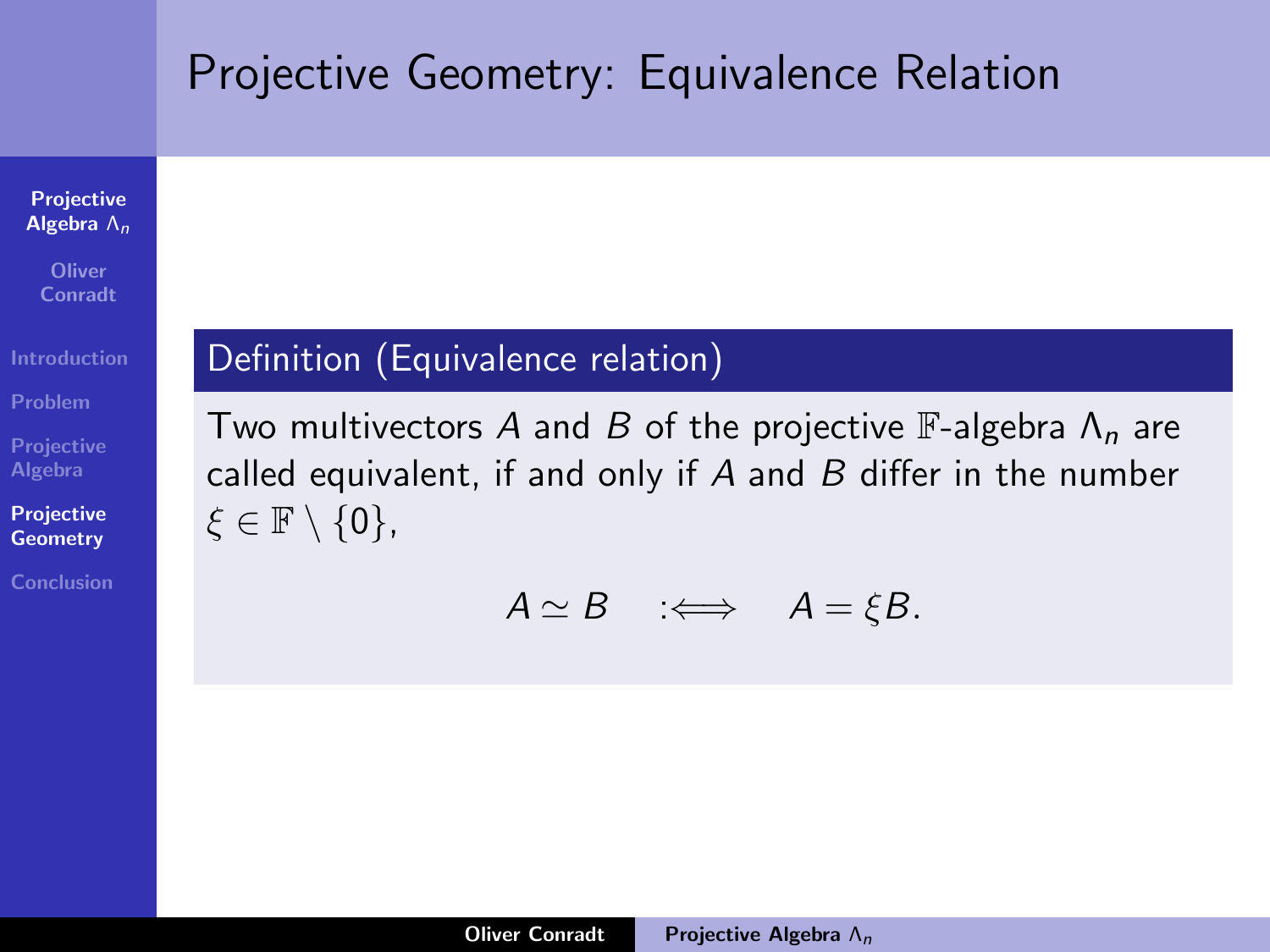# Projective Geometry: Equivalence Relation

**Definition (Equivalence relation)**

Two multivectors $A$ and $B$ of the projective $\mathbb{F}$-algebra $\Lambda_n$ are called equivalent, if and only if $A$ and $B$ differ in the number $\xi \in \mathbb{F} \setminus \{0\}$,

$$A \simeq B \quad :\Longleftrightarrow \quad A = \xi B.$$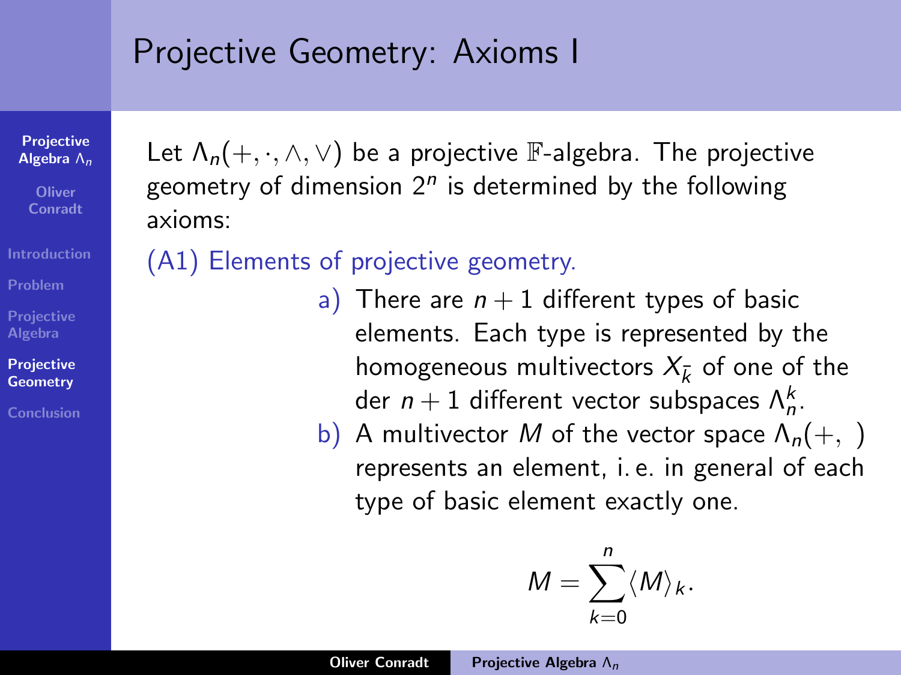# Projective Geometry: Axioms I

Let $\Lambda_n(+,\cdot,\wedge,\vee)$ be a projective $\mathbb{F}$-algebra. The projective geometry of dimension $2^n$ is determined by the following axioms:

(A1) Elements of projective geometry.

a) There are $n+1$ different types of basic elements. Each type is represented by the homogeneous multivectors $X_{\bar{k}}$ of one of the der $n+1$ different vector subspaces $\Lambda_n^k$.

b) A multivector $M$ of the vector space $\Lambda_n(+, \ )$ represents an element, i. e. in general of each type of basic element exactly one.

$$M = \sum_{k=0}^{n} \langle M \rangle_k .$$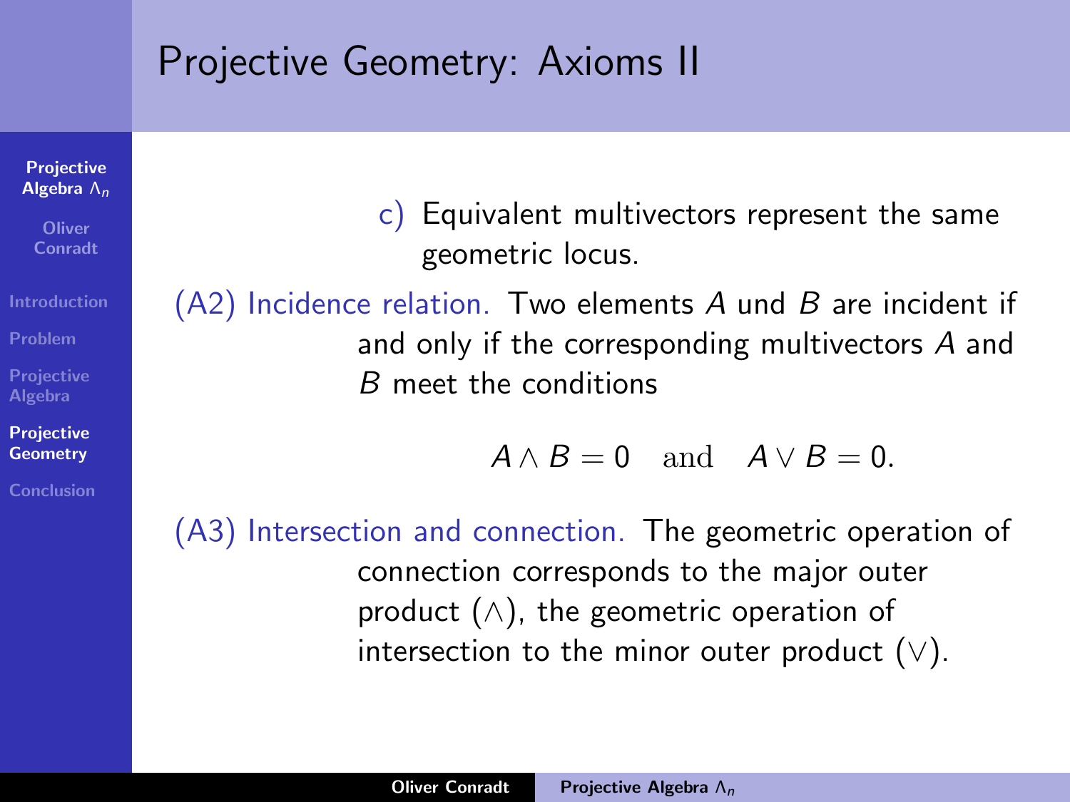# Projective Geometry: Axioms II

c) Equivalent multivectors represent the same geometric locus.

(A2) Incidence relation. Two elements $A$ und $B$ are incident if and only if the corresponding multivectors $A$ and $B$ meet the conditions

$$A \wedge B = 0 \quad \text{and} \quad A \vee B = 0.$$

(A3) Intersection and connection. The geometric operation of connection corresponds to the major outer product ($\wedge$), the geometric operation of intersection to the minor outer product ($\vee$).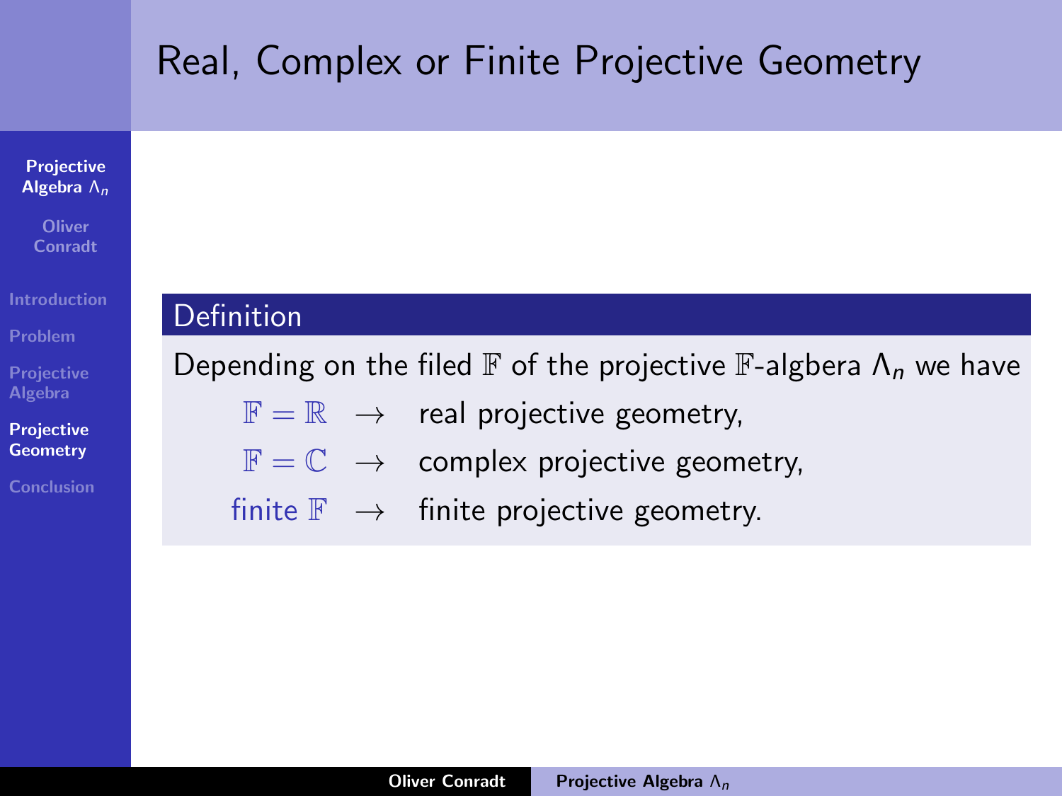# Real, Complex or Finite Projective Geometry

**Definition**

Depending on the filed $\mathbb{F}$ of the projective $\mathbb{F}$-algbera $\Lambda_n$ we have

$$\mathbb{F} = \mathbb{R} \quad \rightarrow \quad \text{real projective geometry,}$$

$$\mathbb{F} = \mathbb{C} \quad \rightarrow \quad \text{complex projective geometry,}$$

$$\text{finite } \mathbb{F} \quad \rightarrow \quad \text{finite projective geometry.}$$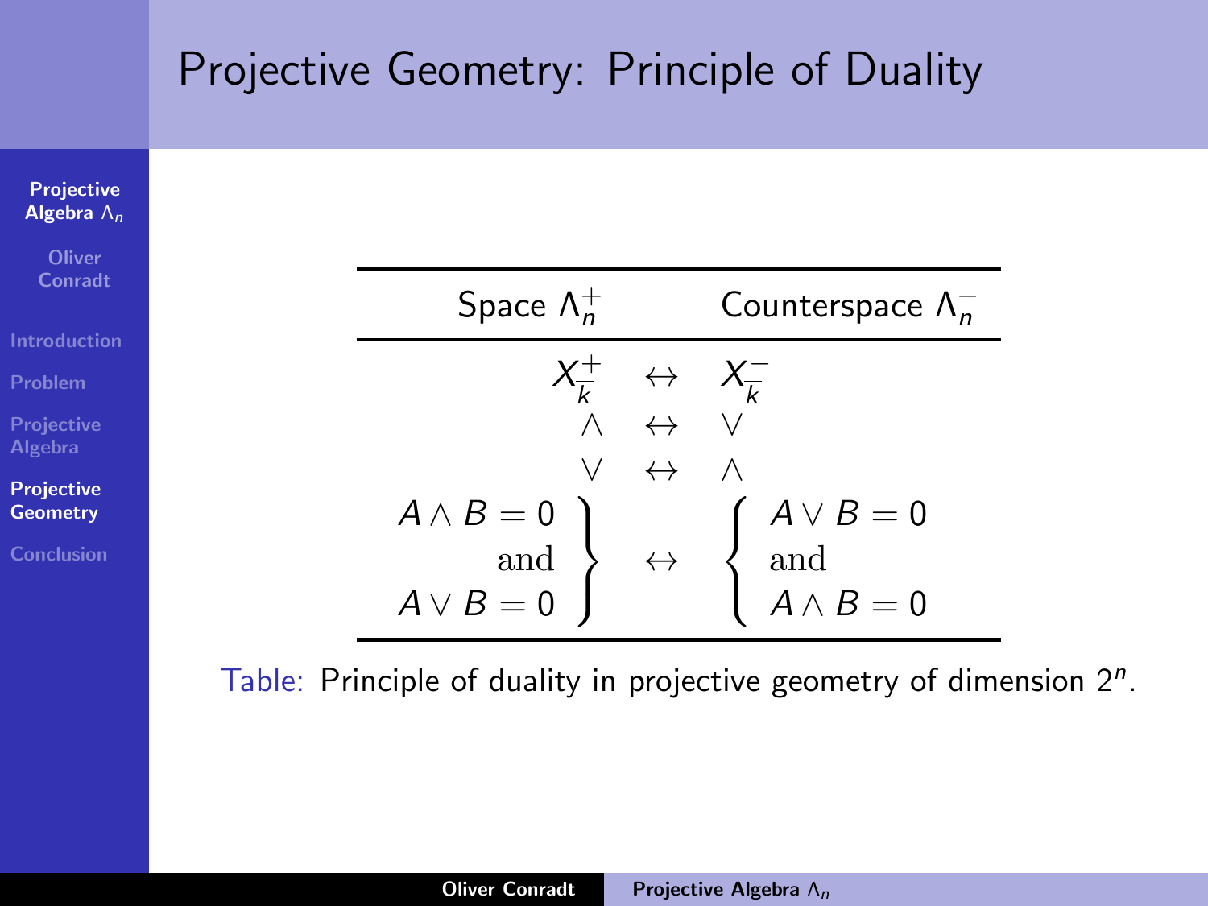# Projective Geometry: Principle of Duality

| Space $\Lambda_n^+$ | | Counterspace $\Lambda_n^-$ |
|---|---|---|
| $X_{\overline{k}}^+$ | $\leftrightarrow$ | $X_{\overline{k}}^-$ |
| $\wedge$ | $\leftrightarrow$ | $\vee$ |
| $\vee$ | $\leftrightarrow$ | $\wedge$ |
| $A \wedge B = 0$ and $A \vee B = 0$ | $\leftrightarrow$ | $A \vee B = 0$ and $A \wedge B = 0$ |

Table: Principle of duality in projective geometry of dimension $2^n$.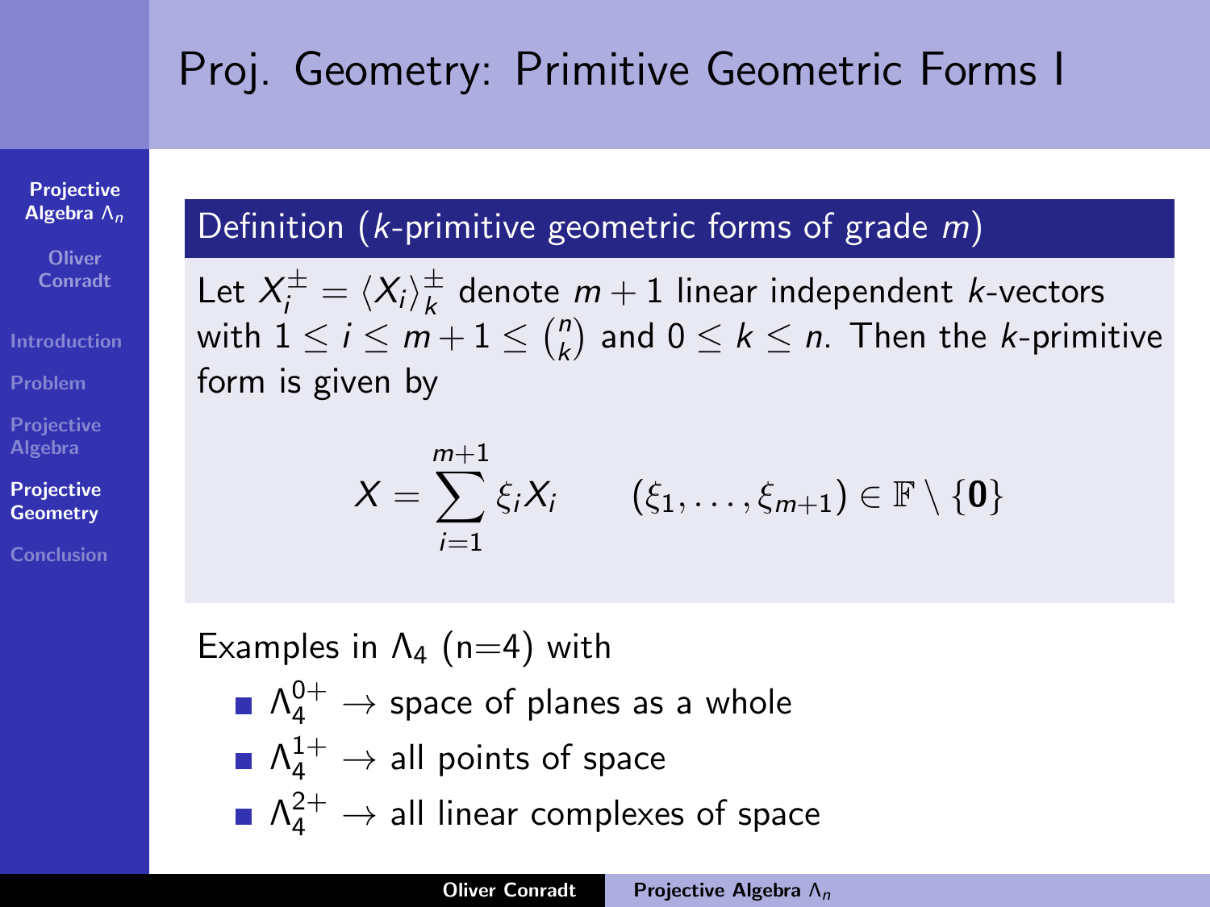# Proj. Geometry: Primitive Geometric Forms I

**Definition ($k$-primitive geometric forms of grade $m$)**

Let $X_i^{\pm} = \langle X_i \rangle_k^{\pm}$ denote $m+1$ linear independent $k$-vectors with $1 \leq i \leq m+1 \leq \binom{n}{k}$ and $0 \leq k \leq n$. Then the $k$-primitive form is given by

$$X = \sum_{i=1}^{m+1} \xi_i X_i \qquad (\xi_1, \ldots, \xi_{m+1}) \in \mathbb{F} \setminus \{\mathbf{0}\}$$

Examples in $\Lambda_4$ (n=4) with

- $\Lambda_4^{0+} \rightarrow$ space of planes as a whole
- $\Lambda_4^{1+} \rightarrow$ all points of space
- $\Lambda_4^{2+} \rightarrow$ all linear complexes of space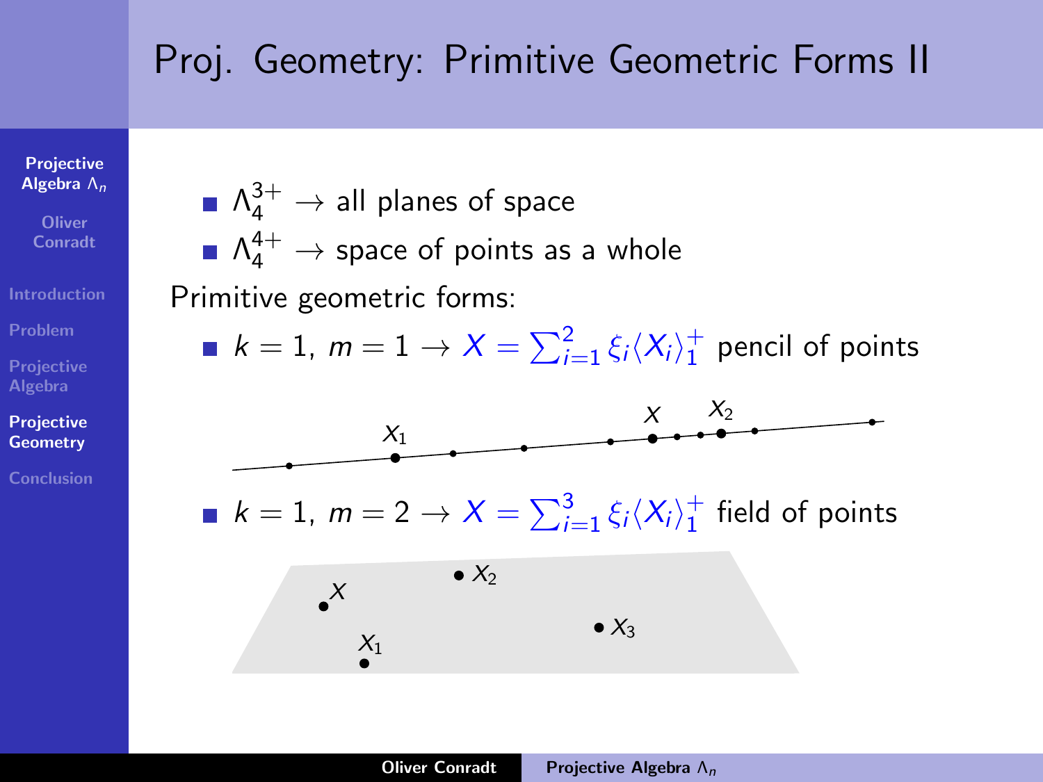# Proj. Geometry: Primitive Geometric Forms II

- $\Lambda_4^{3+} \rightarrow$ all planes of space
- $\Lambda_4^{4+} \rightarrow$ space of points as a whole

Primitive geometric forms:

- $k = 1,\ m = 1 \rightarrow X = \sum_{i=1}^{2} \xi_i \langle X_i \rangle_1^+$ pencil of points

$X_1$

$X$

$X_2$

- $k = 1,\ m = 2 \rightarrow X = \sum_{i=1}^{3} \xi_i \langle X_i \rangle_1^+$ field of points

$X$

$X_2$

$X_1$

$X_3$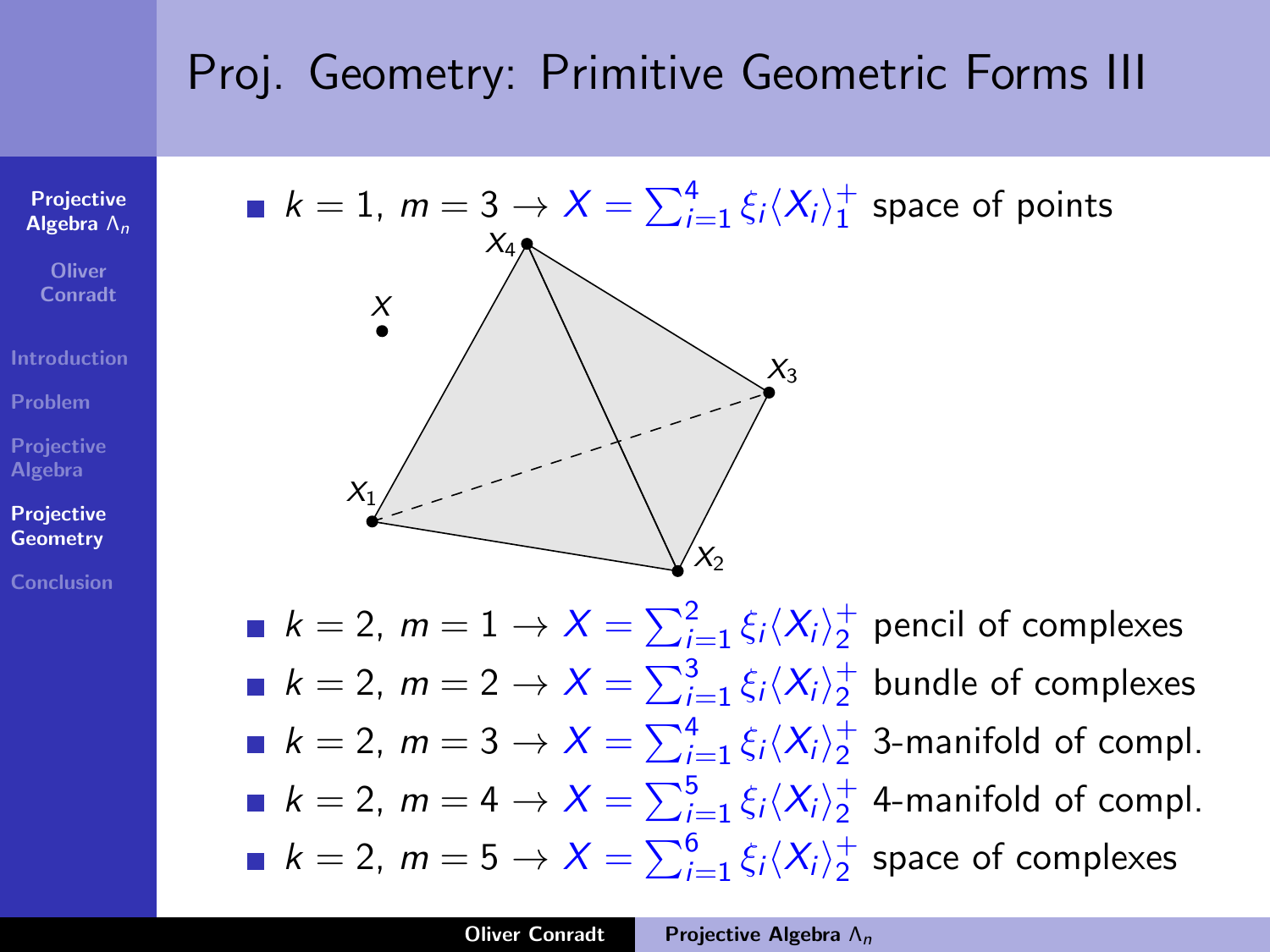# Proj. Geometry: Primitive Geometric Forms III

- $k = 1,\ m = 3 \rightarrow X = \sum_{i=1}^{4} \xi_i \langle X_i \rangle_1^+$ space of points

$X_4$

$X$

$X_3$

$X_1$

$X_2$

- $k = 2,\ m = 1 \rightarrow X = \sum_{i=1}^{2} \xi_i \langle X_i \rangle_2^+$ pencil of complexes
- $k = 2,\ m = 2 \rightarrow X = \sum_{i=1}^{3} \xi_i \langle X_i \rangle_2^+$ bundle of complexes
- $k = 2,\ m = 3 \rightarrow X = \sum_{i=1}^{4} \xi_i \langle X_i \rangle_2^+$ 3-manifold of compl.
- $k = 2,\ m = 4 \rightarrow X = \sum_{i=1}^{5} \xi_i \langle X_i \rangle_2^+$ 4-manifold of compl.
- $k = 2,\ m = 5 \rightarrow X = \sum_{i=1}^{6} \xi_i \langle X_i \rangle_2^+$ space of complexes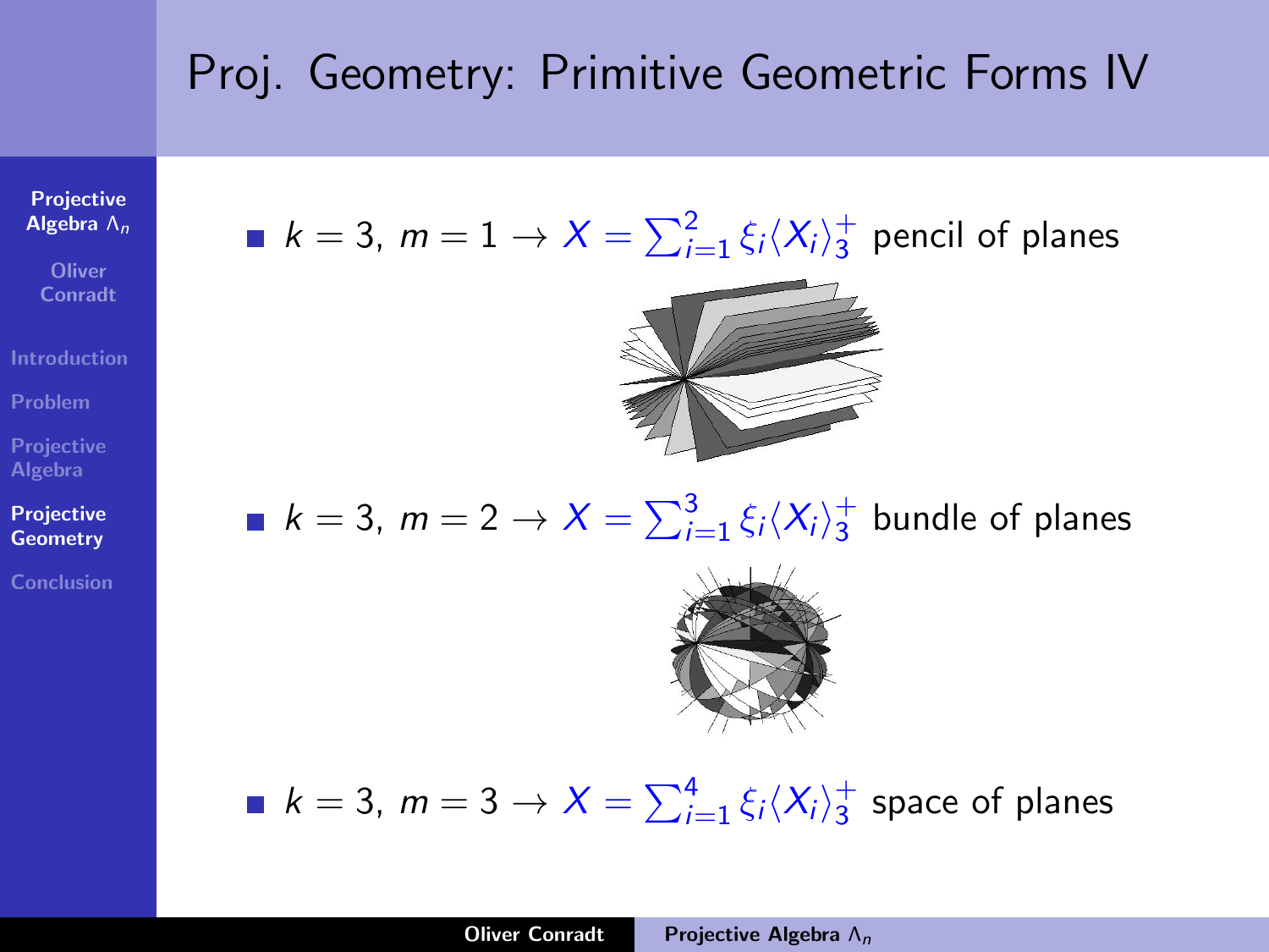# Proj. Geometry: Primitive Geometric Forms IV

- $k = 3,\ m = 1 \rightarrow X = \sum_{i=1}^{2} \xi_i \langle X_i \rangle_3^+$ pencil of planes

- $k = 3,\ m = 2 \rightarrow X = \sum_{i=1}^{3} \xi_i \langle X_i \rangle_3^+$ bundle of planes

- $k = 3,\ m = 3 \rightarrow X = \sum_{i=1}^{4} \xi_i \langle X_i \rangle_3^+$ space of planes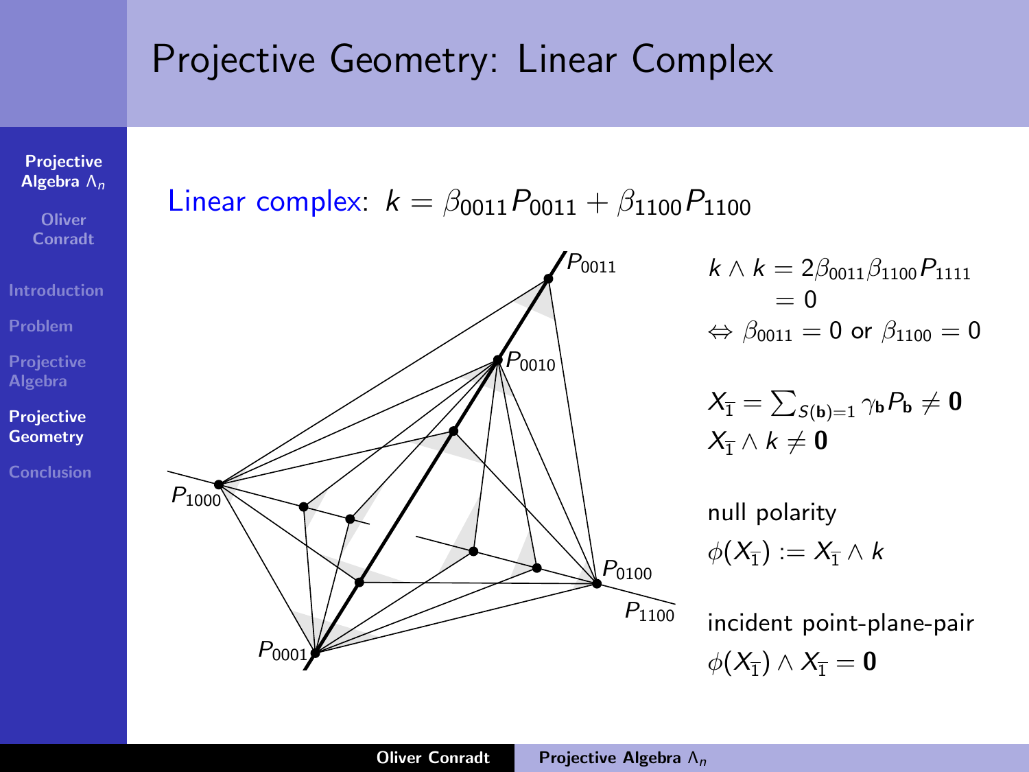# Projective Geometry: Linear Complex

Linear complex: $k = \beta_{0011} P_{0011} + \beta_{1100} P_{1100}$

$P_{0011}$

$P_{0010}$

$P_{1000}$

$P_{0100}$

$P_{1100}$

$P_{0001}$

$$k \wedge k = 2\beta_{0011}\beta_{1100} P_{1111}$$
$$= 0$$
$$\Leftrightarrow \beta_{0011} = 0 \text{ or } \beta_{1100} = 0$$

$$X_{\bar{1}} = \sum_{S(\mathbf{b})=1} \gamma_{\mathbf{b}} P_{\mathbf{b}} \neq \mathbf{0}$$
$$X_{\bar{1}} \wedge k \neq \mathbf{0}$$

null polarity

$$\phi(X_{\bar{1}}) := X_{\bar{1}} \wedge k$$

incident point-plane-pair

$$\phi(X_{\bar{1}}) \wedge X_{\bar{1}} = \mathbf{0}$$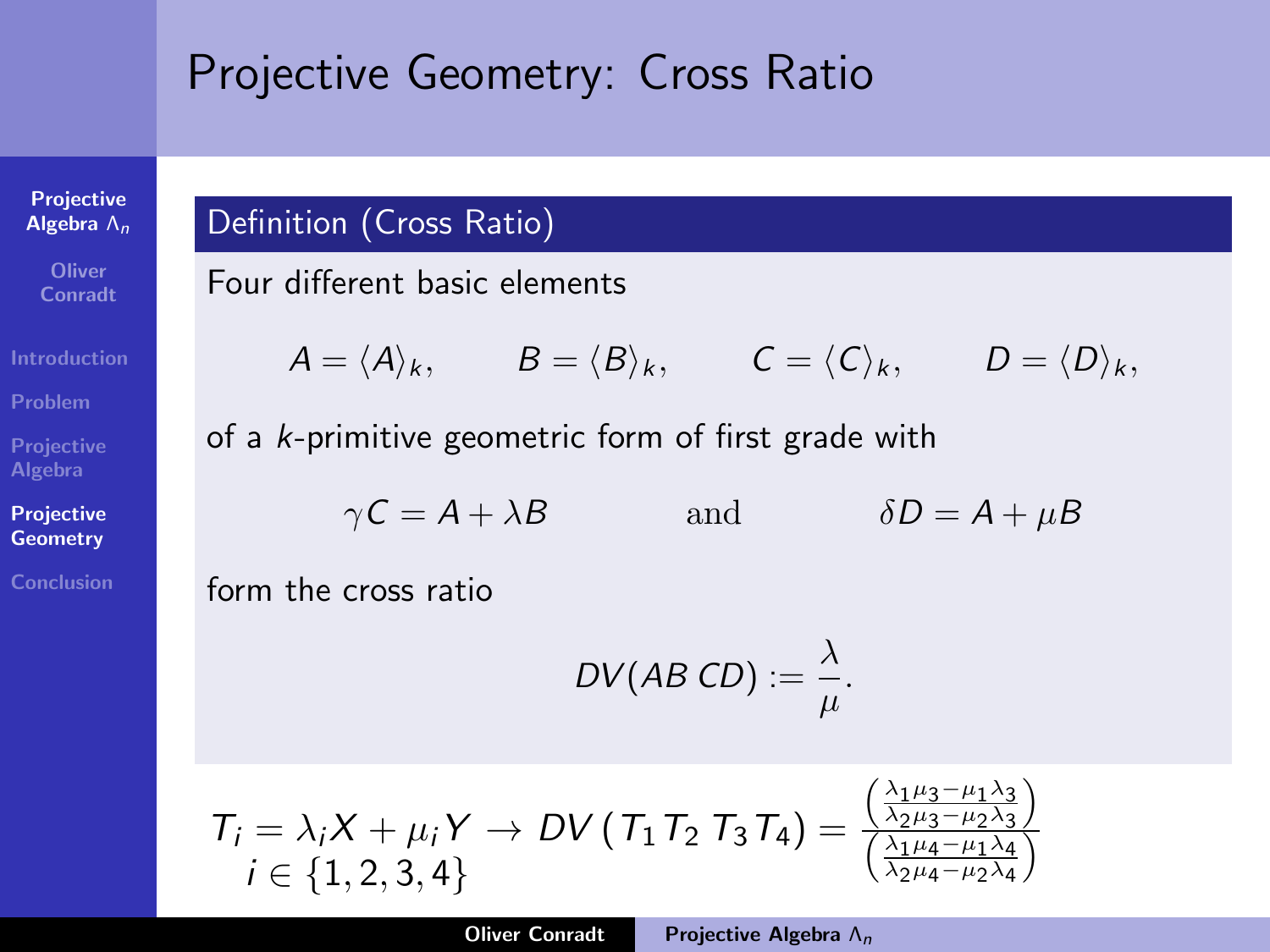# Projective Geometry: Cross Ratio

**Definition (Cross Ratio)**

Four different basic elements

$$A = \langle A \rangle_k, \qquad B = \langle B \rangle_k, \qquad C = \langle C \rangle_k, \qquad D = \langle D \rangle_k,$$

of a $k$-primitive geometric form of first grade with

$$\gamma C = A + \lambda B \qquad \text{and} \qquad \delta D = A + \mu B$$

form the cross ratio

$$DV(AB\, CD) := \frac{\lambda}{\mu}.$$

$$T_i = \lambda_i X + \mu_i Y \rightarrow DV\left(T_1 T_2\, T_3 T_4\right) = \frac{\left(\frac{\lambda_1 \mu_3 - \mu_1 \lambda_3}{\lambda_2 \mu_3 - \mu_2 \lambda_3}\right)}{\left(\frac{\lambda_1 \mu_4 - \mu_1 \lambda_4}{\lambda_2 \mu_4 - \mu_2 \lambda_4}\right)}$$

$i \in \{1, 2, 3, 4\}$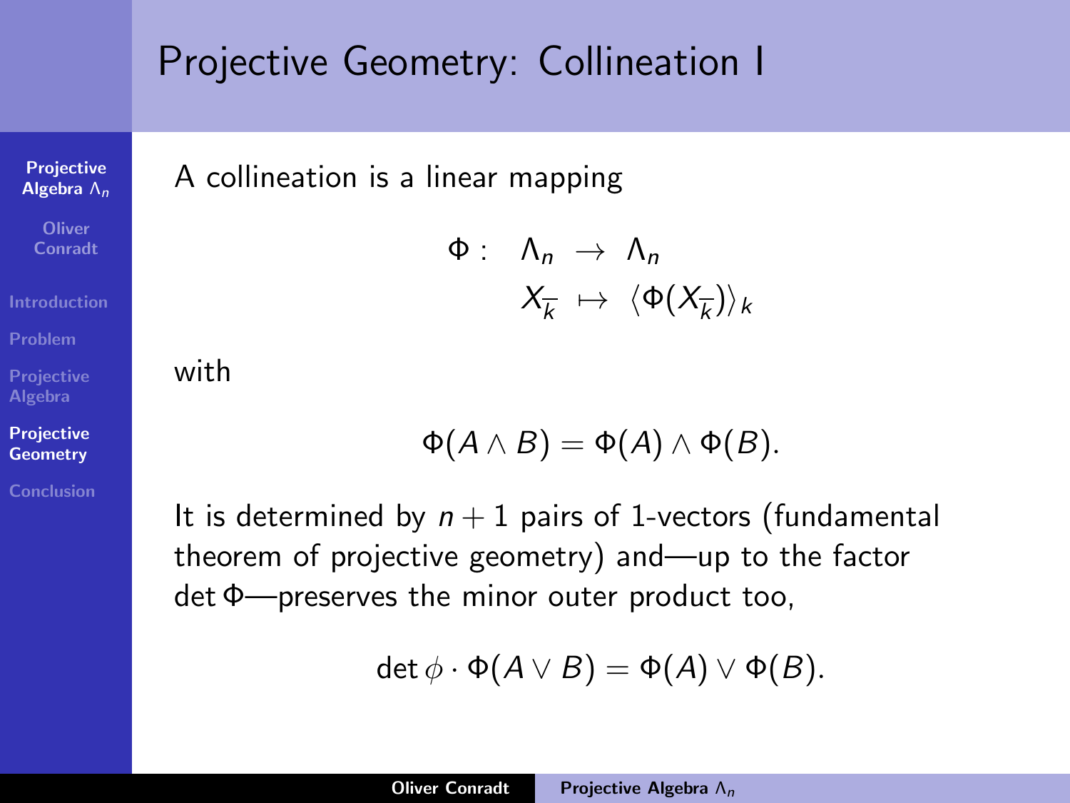# Projective Geometry: Collineation I

A collineation is a linear mapping

$$\begin{aligned} \Phi : \quad \Lambda_n &\rightarrow \Lambda_n \\ X_{\overline{k}} &\mapsto \langle \Phi(X_{\overline{k}}) \rangle_k \end{aligned}$$

with

$$\Phi(A \wedge B) = \Phi(A) \wedge \Phi(B).$$

It is determined by $n+1$ pairs of 1-vectors (fundamental theorem of projective geometry) and—up to the factor $\det \Phi$—preserves the minor outer product too,

$$\det \phi \cdot \Phi(A \vee B) = \Phi(A) \vee \Phi(B).$$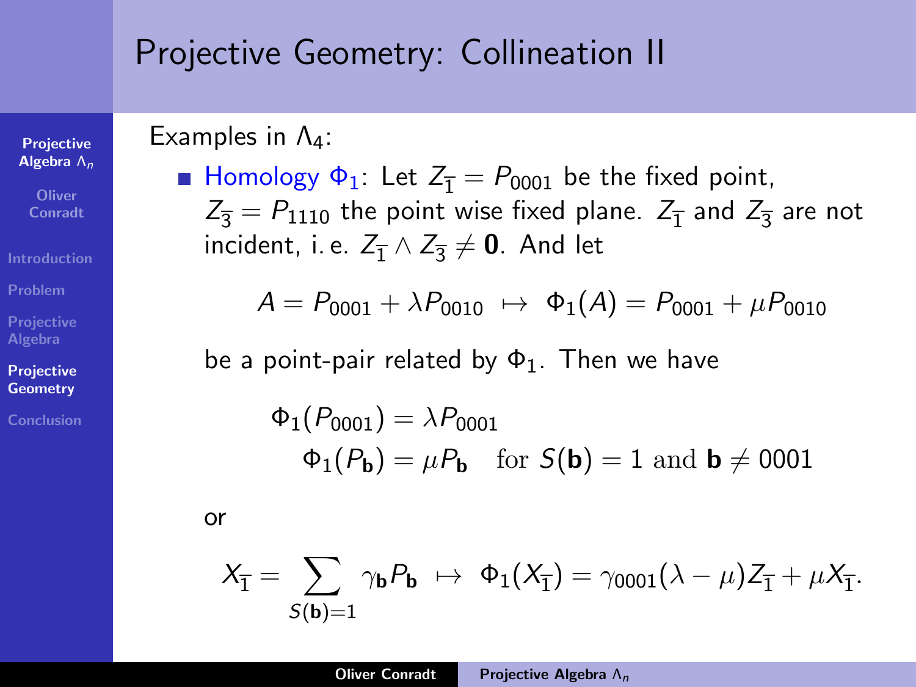# Projective Geometry: Collineation II

Examples in $\Lambda_4$:

- Homology $\Phi_1$: Let $Z_{\overline{1}} = P_{0001}$ be the fixed point, $Z_{\overline{3}} = P_{1110}$ the point wise fixed plane. $Z_{\overline{1}}$ and $Z_{\overline{3}}$ are not incident, i. e. $Z_{\overline{1}} \wedge Z_{\overline{3}} \neq \mathbf{0}$. And let

$$A = P_{0001} + \lambda P_{0010} \;\mapsto\; \Phi_1(A) = P_{0001} + \mu P_{0010}$$

be a point-pair related by $\Phi_1$. Then we have

$$\Phi_1(P_{0001}) = \lambda P_{0001}$$
$$\Phi_1(P_{\mathbf{b}}) = \mu P_{\mathbf{b}} \quad \text{for } S(\mathbf{b}) = 1 \text{ and } \mathbf{b} \neq 0001$$

or

$$X_{\overline{1}} = \sum_{S(\mathbf{b})=1} \gamma_{\mathbf{b}} P_{\mathbf{b}} \;\mapsto\; \Phi_1(X_{\overline{1}}) = \gamma_{0001}(\lambda - \mu) Z_{\overline{1}} + \mu X_{\overline{1}}.$$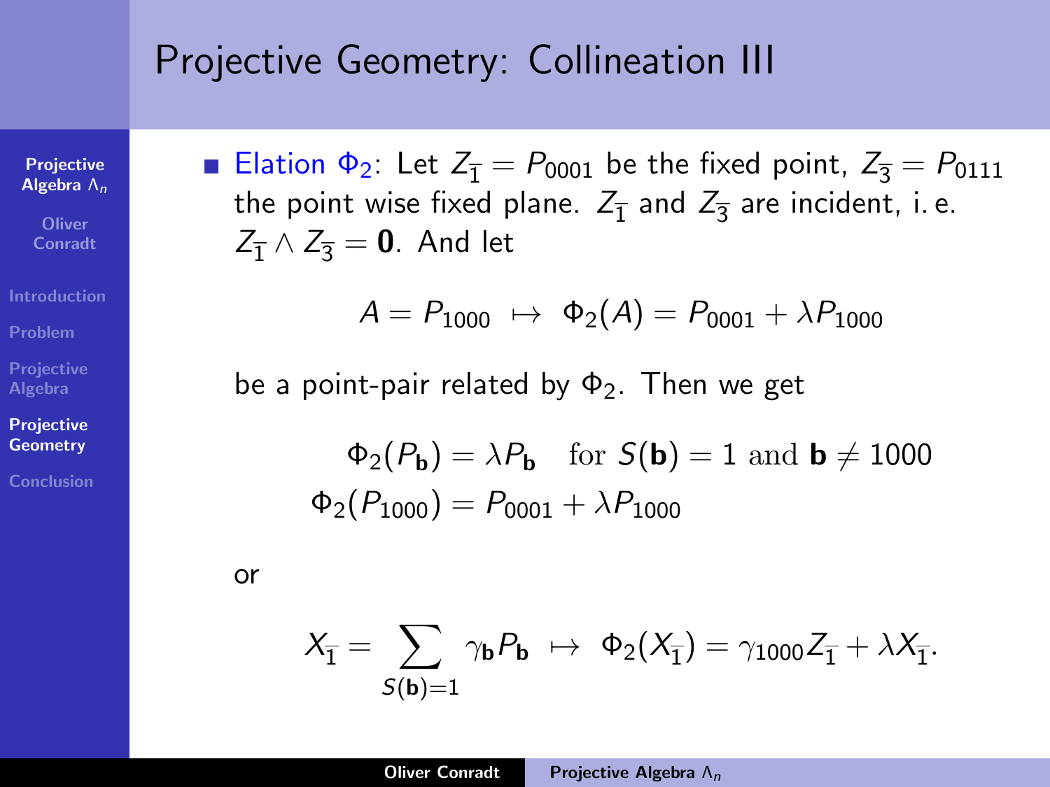# Projective Geometry: Collineation III

- Elation $\Phi_2$: Let $Z_{\overline{1}} = P_{0001}$ be the fixed point, $Z_{\overline{3}} = P_{0111}$ the point wise fixed plane. $Z_{\overline{1}}$ and $Z_{\overline{3}}$ are incident, i. e. $Z_{\overline{1}} \wedge Z_{\overline{3}} = \mathbf{0}$. And let

$$A = P_{1000} \;\mapsto\; \Phi_2(A) = P_{0001} + \lambda P_{1000}$$

be a point-pair related by $\Phi_2$. Then we get

$$\Phi_2(P_{\mathbf{b}}) = \lambda P_{\mathbf{b}} \quad \text{for } S(\mathbf{b}) = 1 \text{ and } \mathbf{b} \neq 1000$$
$$\Phi_2(P_{1000}) = P_{0001} + \lambda P_{1000}$$

or

$$X_{\overline{1}} = \sum_{S(\mathbf{b})=1} \gamma_{\mathbf{b}} P_{\mathbf{b}} \;\mapsto\; \Phi_2(X_{\overline{1}}) = \gamma_{1000} Z_{\overline{1}} + \lambda X_{\overline{1}}.$$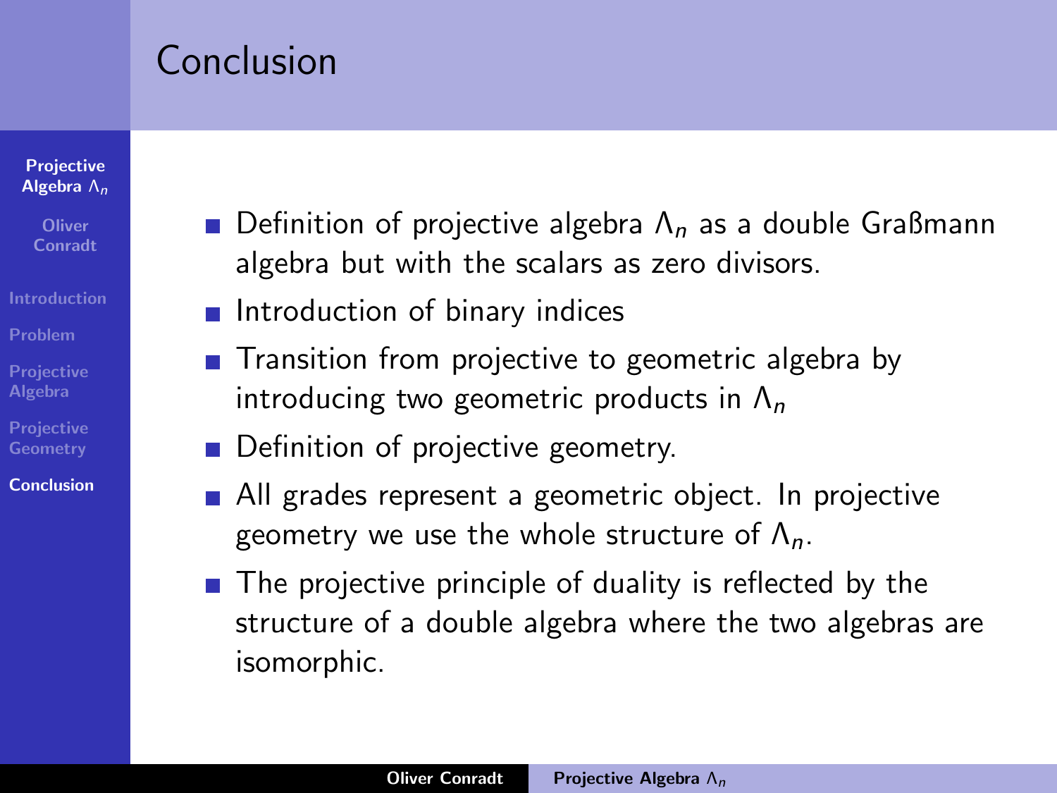# Conclusion

- Definition of projective algebra $\Lambda_n$ as a double Graßmann algebra but with the scalars as zero divisors.
- Introduction of binary indices
- Transition from projective to geometric algebra by introducing two geometric products in $\Lambda_n$
- Definition of projective geometry.
- All grades represent a geometric object. In projective geometry we use the whole structure of $\Lambda_n$.
- The projective principle of duality is reflected by the structure of a double algebra where the two algebras are isomorphic.